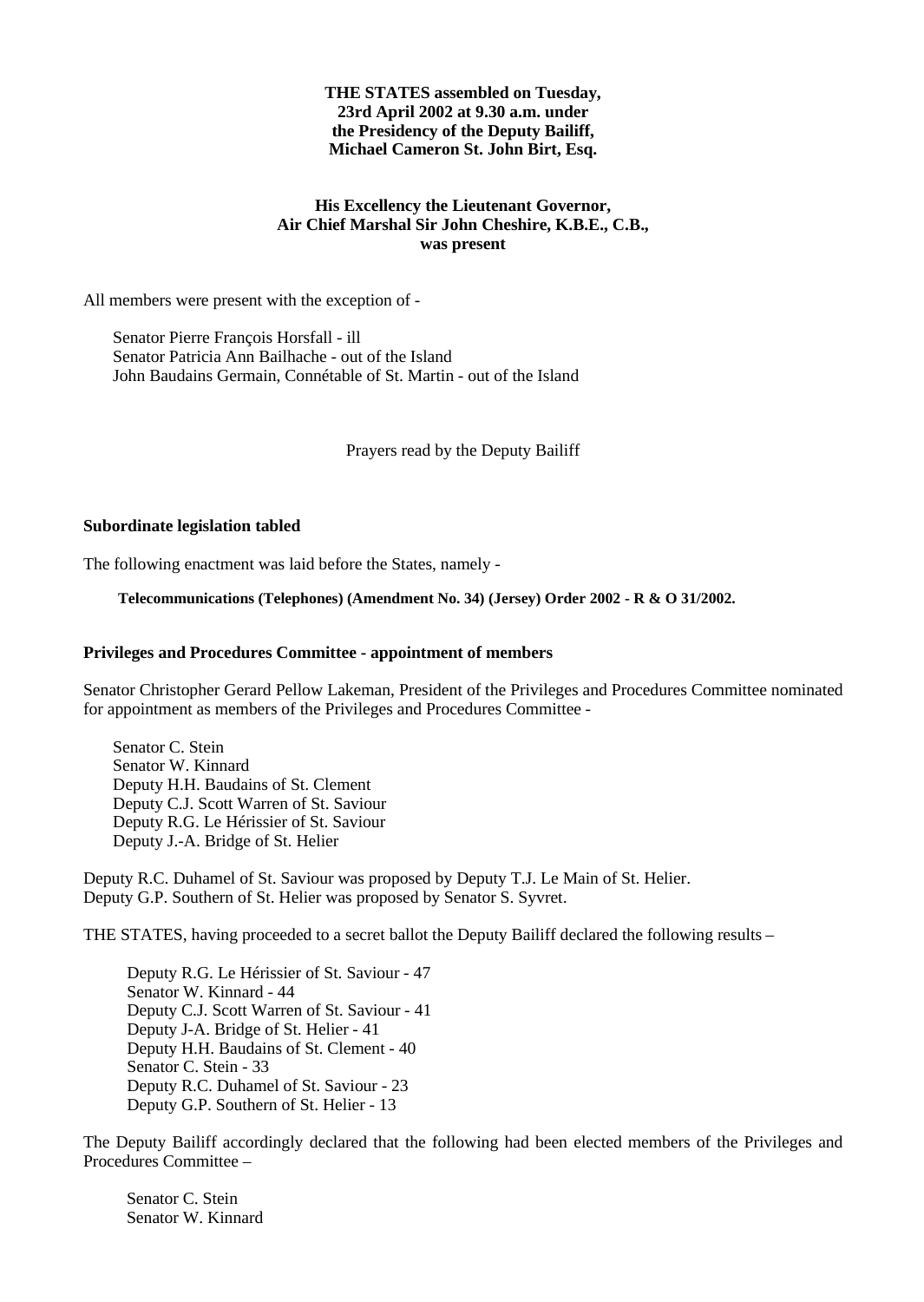**THE STATES assembled on Tuesday, 23rd April 2002 at 9.30 a.m. under the Presidency of the Deputy Bailiff, Michael Cameron St. John Birt, Esq.**

**His Excellency the Lieutenant Governor, Air Chief Marshal Sir John Cheshire, K.B.E., C.B., was present**

All members were present with the exception of -

Senator Pierre François Horsfall - ill
Senator Patricia Ann Bailhache - out of the Island
John Baudains Germain, Connétable of St. Martin - out of the Island

Prayers read by the Deputy Bailiff

**Subordinate legislation tabled**

The following enactment was laid before the States, namely -

**Telecommunications (Telephones) (Amendment No. 34) (Jersey) Order 2002 - R & O 31/2002.**

**Privileges and Procedures Committee - appointment of members**

Senator Christopher Gerard Pellow Lakeman, President of the Privileges and Procedures Committee nominated for appointment as members of the Privileges and Procedures Committee -

Senator C. Stein
Senator W. Kinnard
Deputy H.H. Baudains of St. Clement
Deputy C.J. Scott Warren of St. Saviour
Deputy R.G. Le Hérissier of St. Saviour
Deputy J.-A. Bridge of St. Helier

Deputy R.C. Duhamel of St. Saviour was proposed by Deputy T.J. Le Main of St. Helier.
Deputy G.P. Southern of St. Helier was proposed by Senator S. Syvret.

THE STATES, having proceeded to a secret ballot the Deputy Bailiff declared the following results –

Deputy R.G. Le Hérissier of St. Saviour - 47
Senator W. Kinnard - 44
Deputy C.J. Scott Warren of St. Saviour - 41
Deputy J-A. Bridge of St. Helier - 41
Deputy H.H. Baudains of St. Clement - 40
Senator C. Stein - 33
Deputy R.C. Duhamel of St. Saviour - 23
Deputy G.P. Southern of St. Helier - 13

The Deputy Bailiff accordingly declared that the following had been elected members of the Privileges and Procedures Committee –

Senator C. Stein
Senator W. Kinnard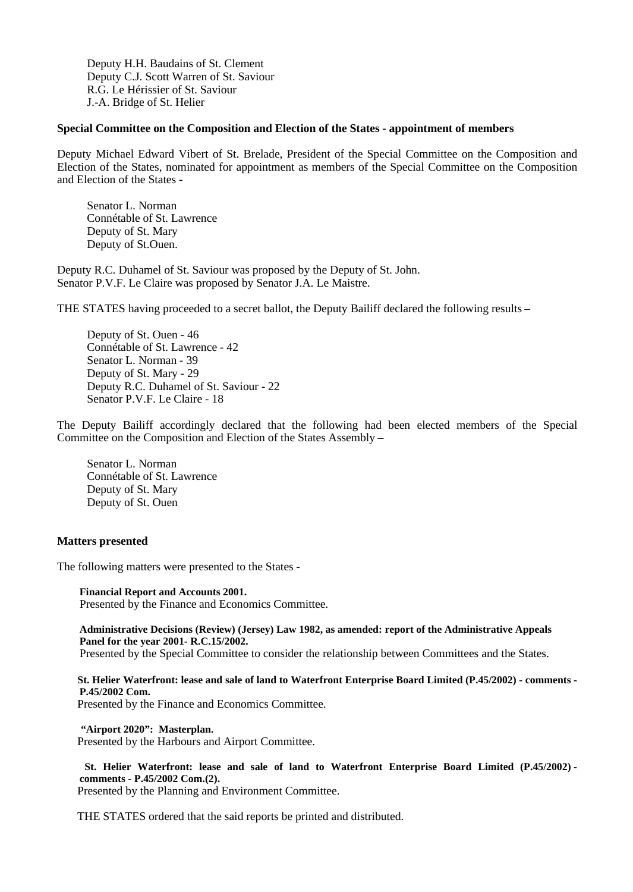Deputy H.H. Baudains of St. Clement
Deputy C.J. Scott Warren of St. Saviour
R.G. Le Hérissier of St. Saviour
J.-A. Bridge of St. Helier

**Special Committee on the Composition and Election of the States - appointment of members**

Deputy Michael Edward Vibert of St. Brelade, President of the Special Committee on the Composition and Election of the States, nominated for appointment as members of the Special Committee on the Composition and Election of the States -

Senator L. Norman
Connétable of St. Lawrence
Deputy of St. Mary
Deputy of St.Ouen.

Deputy R.C. Duhamel of St. Saviour was proposed by the Deputy of St. John.
Senator P.V.F. Le Claire was proposed by Senator J.A. Le Maistre.

THE STATES having proceeded to a secret ballot, the Deputy Bailiff declared the following results –

Deputy of St. Ouen - 46
Connétable of St. Lawrence - 42
Senator L. Norman - 39
Deputy of St. Mary - 29
Deputy R.C. Duhamel of St. Saviour - 22
Senator P.V.F. Le Claire - 18

The Deputy Bailiff accordingly declared that the following had been elected members of the Special Committee on the Composition and Election of the States Assembly –

Senator L. Norman
Connétable of St. Lawrence
Deputy of St. Mary
Deputy of St. Ouen

**Matters presented**

The following matters were presented to the States -

**Financial Report and Accounts 2001.**
Presented by the Finance and Economics Committee.

**Administrative Decisions (Review) (Jersey) Law 1982, as amended: report of the Administrative Appeals Panel for the year 2001- R.C.15/2002.**
Presented by the Special Committee to consider the relationship between Committees and the States.

**St. Helier Waterfront: lease and sale of land to Waterfront Enterprise Board Limited (P.45/2002) - comments - P.45/2002 Com.**
Presented by the Finance and Economics Committee.

**"Airport 2020": Masterplan.**
Presented by the Harbours and Airport Committee.

**St. Helier Waterfront: lease and sale of land to Waterfront Enterprise Board Limited (P.45/2002) - comments - P.45/2002 Com.(2).**
Presented by the Planning and Environment Committee.

THE STATES ordered that the said reports be printed and distributed.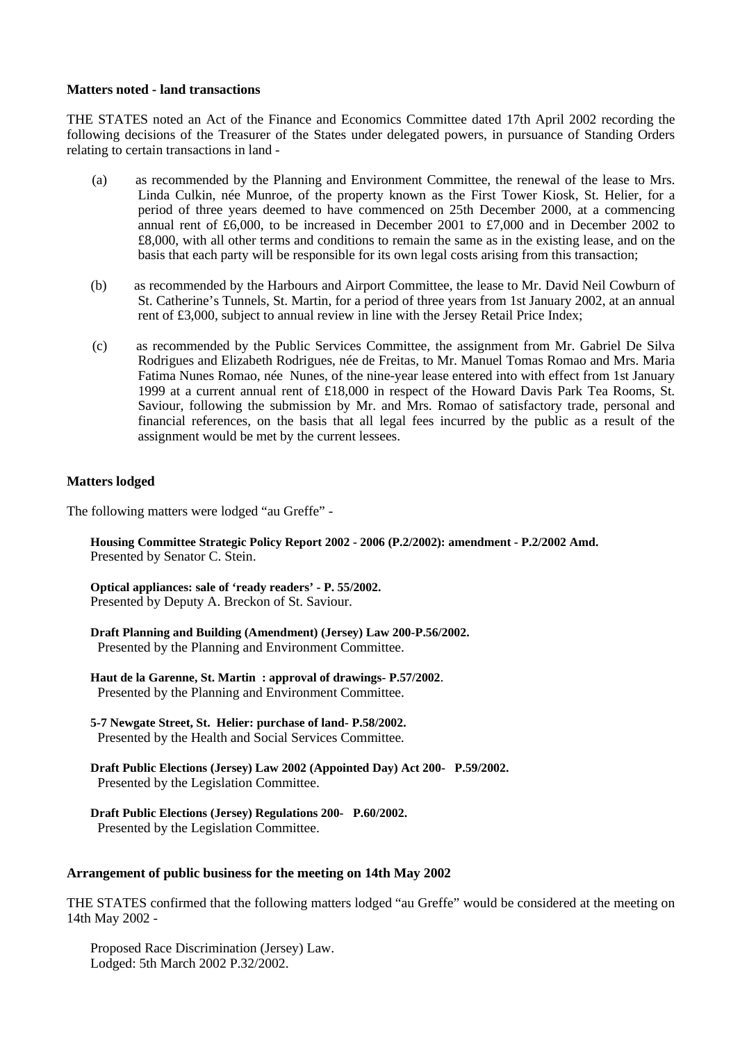**Matters noted - land transactions**

THE STATES noted an Act of the Finance and Economics Committee dated 17th April 2002 recording the following decisions of the Treasurer of the States under delegated powers, in pursuance of Standing Orders relating to certain transactions in land -

(a) as recommended by the Planning and Environment Committee, the renewal of the lease to Mrs. Linda Culkin, née Munroe, of the property known as the First Tower Kiosk, St. Helier, for a period of three years deemed to have commenced on 25th December 2000, at a commencing annual rent of £6,000, to be increased in December 2001 to £7,000 and in December 2002 to £8,000, with all other terms and conditions to remain the same as in the existing lease, and on the basis that each party will be responsible for its own legal costs arising from this transaction;

(b) as recommended by the Harbours and Airport Committee, the lease to Mr. David Neil Cowburn of St. Catherine's Tunnels, St. Martin, for a period of three years from 1st January 2002, at an annual rent of £3,000, subject to annual review in line with the Jersey Retail Price Index;

(c) as recommended by the Public Services Committee, the assignment from Mr. Gabriel De Silva Rodrigues and Elizabeth Rodrigues, née de Freitas, to Mr. Manuel Tomas Romao and Mrs. Maria Fatima Nunes Romao, née Nunes, of the nine-year lease entered into with effect from 1st January 1999 at a current annual rent of £18,000 in respect of the Howard Davis Park Tea Rooms, St. Saviour, following the submission by Mr. and Mrs. Romao of satisfactory trade, personal and financial references, on the basis that all legal fees incurred by the public as a result of the assignment would be met by the current lessees.

**Matters lodged**

The following matters were lodged "au Greffe" -

**Housing Committee Strategic Policy Report 2002 - 2006 (P.2/2002): amendment - P.2/2002 Amd.**
Presented by Senator C. Stein.

**Optical appliances: sale of 'ready readers' - P. 55/2002.**
Presented by Deputy A. Breckon of St. Saviour.

**Draft Planning and Building (Amendment) (Jersey) Law 200-P.56/2002.**
Presented by the Planning and Environment Committee.

**Haut de la Garenne, St. Martin : approval of drawings- P.57/2002**.
Presented by the Planning and Environment Committee.

**5-7 Newgate Street, St. Helier: purchase of land- P.58/2002.**
Presented by the Health and Social Services Committee.

**Draft Public Elections (Jersey) Law 2002 (Appointed Day) Act 200- P.59/2002.**
Presented by the Legislation Committee.

**Draft Public Elections (Jersey) Regulations 200- P.60/2002.**
Presented by the Legislation Committee.

**Arrangement of public business for the meeting on 14th May 2002**

THE STATES confirmed that the following matters lodged "au Greffe" would be considered at the meeting on 14th May 2002 -

Proposed Race Discrimination (Jersey) Law.
Lodged: 5th March 2002 P.32/2002.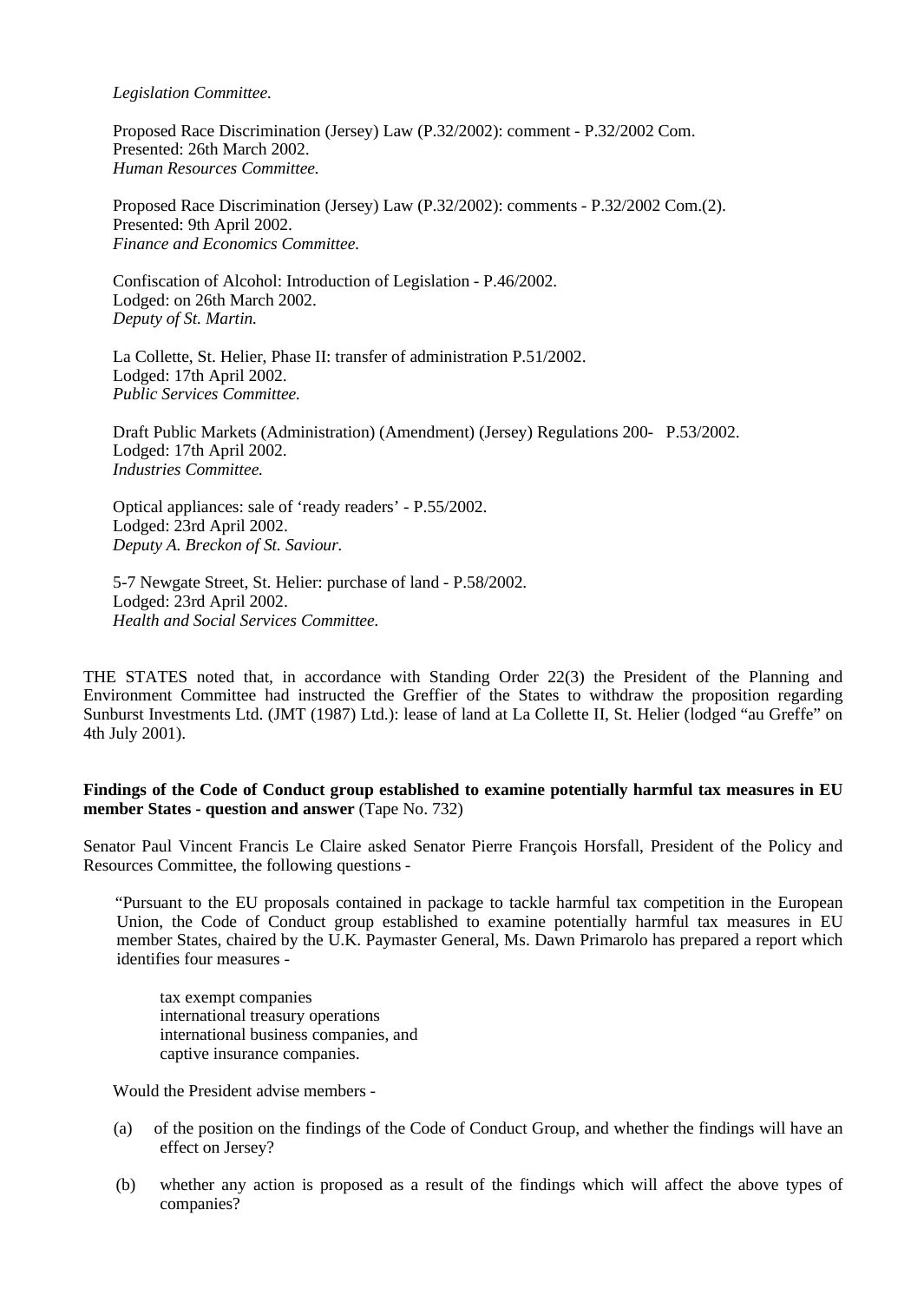*Legislation Committee.*

Proposed Race Discrimination (Jersey) Law (P.32/2002): comment - P.32/2002 Com.
Presented: 26th March 2002.
*Human Resources Committee.*

Proposed Race Discrimination (Jersey) Law (P.32/2002): comments - P.32/2002 Com.(2).
Presented: 9th April 2002.
*Finance and Economics Committee.*

Confiscation of Alcohol: Introduction of Legislation - P.46/2002.
Lodged: on 26th March 2002.
*Deputy of St. Martin.*

La Collette, St. Helier, Phase II: transfer of administration P.51/2002.
Lodged: 17th April 2002.
*Public Services Committee.*

Draft Public Markets (Administration) (Amendment) (Jersey) Regulations 200- P.53/2002.
Lodged: 17th April 2002.
*Industries Committee.*

Optical appliances: sale of 'ready readers' - P.55/2002.
Lodged: 23rd April 2002.
*Deputy A. Breckon of St. Saviour.*

5-7 Newgate Street, St. Helier: purchase of land - P.58/2002.
Lodged: 23rd April 2002.
*Health and Social Services Committee.*

THE STATES noted that, in accordance with Standing Order 22(3) the President of the Planning and Environment Committee had instructed the Greffier of the States to withdraw the proposition regarding Sunburst Investments Ltd. (JMT (1987) Ltd.): lease of land at La Collette II, St. Helier (lodged "au Greffe" on 4th July 2001).

**Findings of the Code of Conduct group established to examine potentially harmful tax measures in EU member States - question and answer** (Tape No. 732)

Senator Paul Vincent Francis Le Claire asked Senator Pierre François Horsfall, President of the Policy and Resources Committee, the following questions -

"Pursuant to the EU proposals contained in package to tackle harmful tax competition in the European Union, the Code of Conduct group established to examine potentially harmful tax measures in EU member States, chaired by the U.K. Paymaster General, Ms. Dawn Primarolo has prepared a report which identifies four measures -

tax exempt companies
international treasury operations
international business companies, and
captive insurance companies.

Would the President advise members -

(a) of the position on the findings of the Code of Conduct Group, and whether the findings will have an effect on Jersey?

(b) whether any action is proposed as a result of the findings which will affect the above types of companies?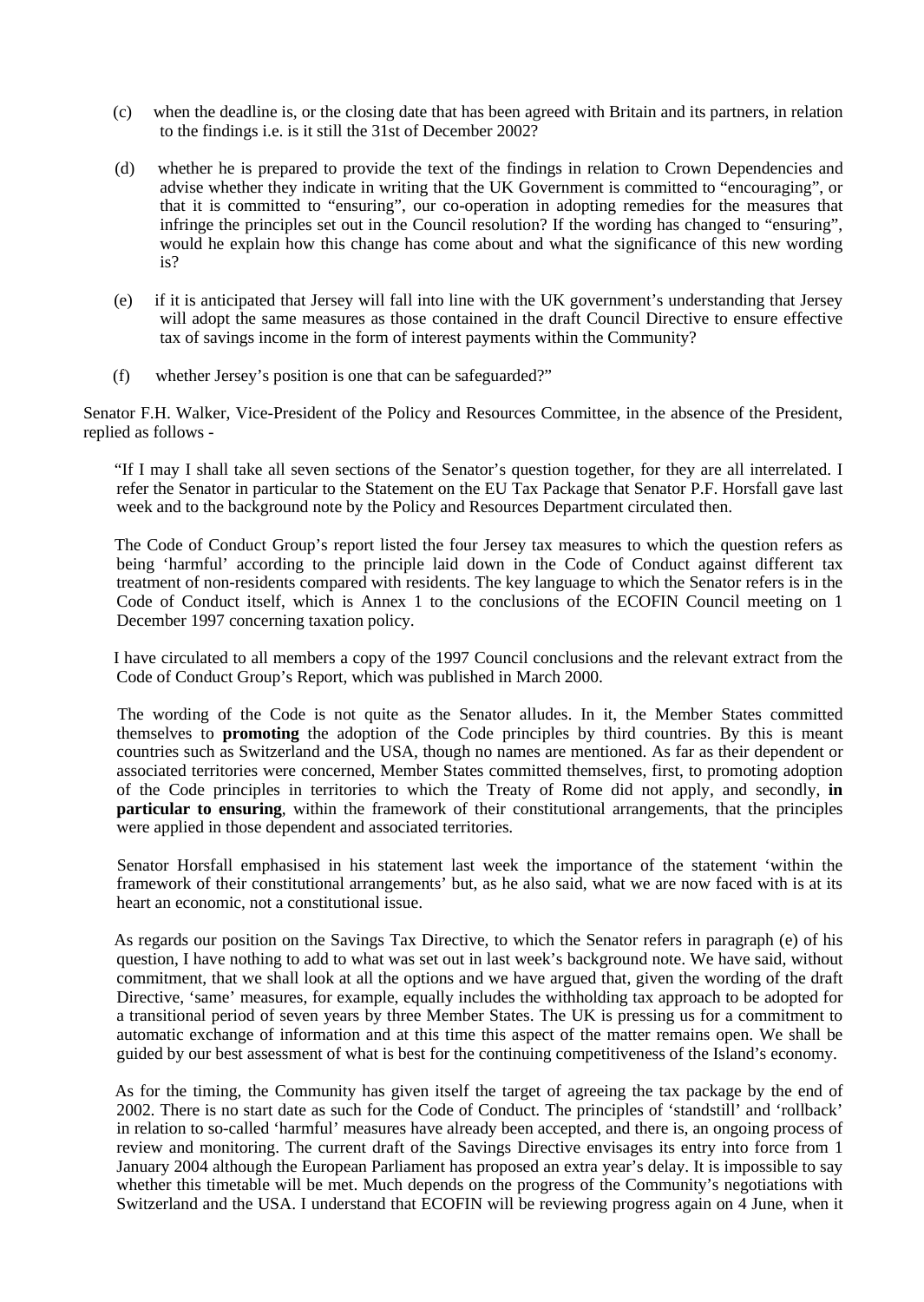(c) when the deadline is, or the closing date that has been agreed with Britain and its partners, in relation to the findings i.e. is it still the 31st of December 2002?

(d) whether he is prepared to provide the text of the findings in relation to Crown Dependencies and advise whether they indicate in writing that the UK Government is committed to "encouraging", or that it is committed to "ensuring", our co-operation in adopting remedies for the measures that infringe the principles set out in the Council resolution? If the wording has changed to "ensuring", would he explain how this change has come about and what the significance of this new wording is?

(e) if it is anticipated that Jersey will fall into line with the UK government's understanding that Jersey will adopt the same measures as those contained in the draft Council Directive to ensure effective tax of savings income in the form of interest payments within the Community?

(f) whether Jersey's position is one that can be safeguarded?"

Senator F.H. Walker, Vice-President of the Policy and Resources Committee, in the absence of the President, replied as follows -

"If I may I shall take all seven sections of the Senator's question together, for they are all interrelated. I refer the Senator in particular to the Statement on the EU Tax Package that Senator P.F. Horsfall gave last week and to the background note by the Policy and Resources Department circulated then.

The Code of Conduct Group's report listed the four Jersey tax measures to which the question refers as being 'harmful' according to the principle laid down in the Code of Conduct against different tax treatment of non-residents compared with residents. The key language to which the Senator refers is in the Code of Conduct itself, which is Annex 1 to the conclusions of the ECOFIN Council meeting on 1 December 1997 concerning taxation policy.

I have circulated to all members a copy of the 1997 Council conclusions and the relevant extract from the Code of Conduct Group's Report, which was published in March 2000.

The wording of the Code is not quite as the Senator alludes. In it, the Member States committed themselves to **promoting** the adoption of the Code principles by third countries. By this is meant countries such as Switzerland and the USA, though no names are mentioned. As far as their dependent or associated territories were concerned, Member States committed themselves, first, to promoting adoption of the Code principles in territories to which the Treaty of Rome did not apply, and secondly, **in particular to ensuring**, within the framework of their constitutional arrangements, that the principles were applied in those dependent and associated territories.

Senator Horsfall emphasised in his statement last week the importance of the statement 'within the framework of their constitutional arrangements' but, as he also said, what we are now faced with is at its heart an economic, not a constitutional issue.

As regards our position on the Savings Tax Directive, to which the Senator refers in paragraph (e) of his question, I have nothing to add to what was set out in last week's background note. We have said, without commitment, that we shall look at all the options and we have argued that, given the wording of the draft Directive, 'same' measures, for example, equally includes the withholding tax approach to be adopted for a transitional period of seven years by three Member States. The UK is pressing us for a commitment to automatic exchange of information and at this time this aspect of the matter remains open. We shall be guided by our best assessment of what is best for the continuing competitiveness of the Island's economy.

As for the timing, the Community has given itself the target of agreeing the tax package by the end of 2002. There is no start date as such for the Code of Conduct. The principles of 'standstill' and 'rollback' in relation to so-called 'harmful' measures have already been accepted, and there is, an ongoing process of review and monitoring. The current draft of the Savings Directive envisages its entry into force from 1 January 2004 although the European Parliament has proposed an extra year's delay. It is impossible to say whether this timetable will be met. Much depends on the progress of the Community's negotiations with Switzerland and the USA. I understand that ECOFIN will be reviewing progress again on 4 June, when it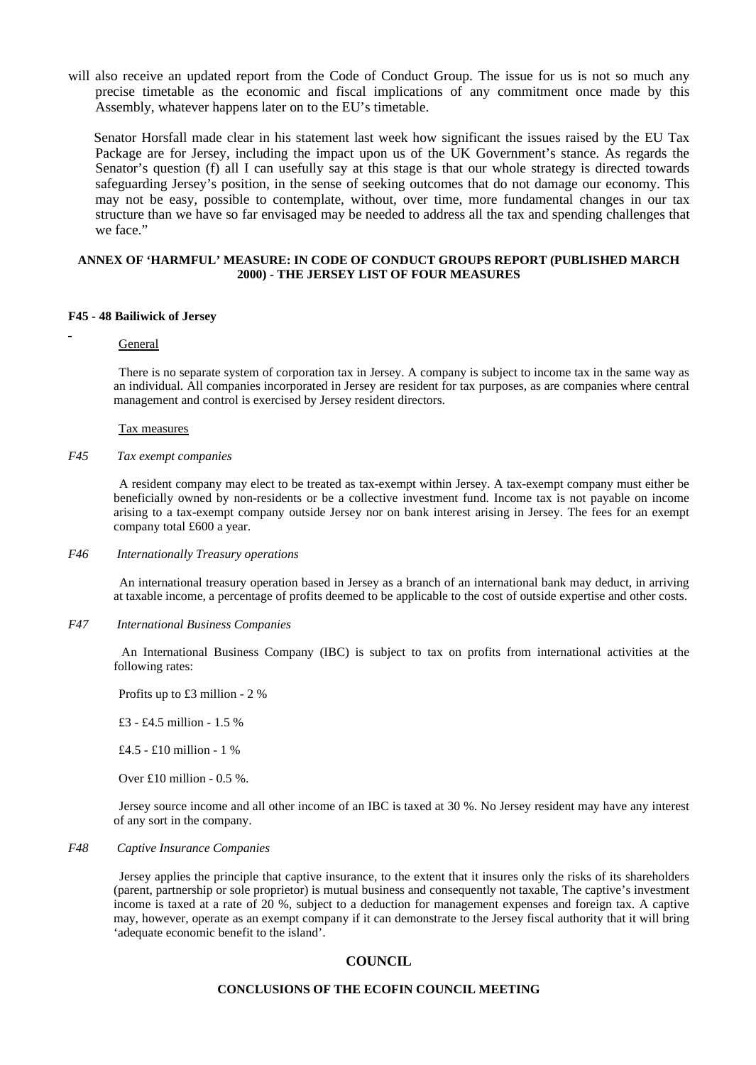will also receive an updated report from the Code of Conduct Group. The issue for us is not so much any precise timetable as the economic and fiscal implications of any commitment once made by this Assembly, whatever happens later on to the EU's timetable.

Senator Horsfall made clear in his statement last week how significant the issues raised by the EU Tax Package are for Jersey, including the impact upon us of the UK Government's stance. As regards the Senator's question (f) all I can usefully say at this stage is that our whole strategy is directed towards safeguarding Jersey's position, in the sense of seeking outcomes that do not damage our economy. This may not be easy, possible to contemplate, without, over time, more fundamental changes in our tax structure than we have so far envisaged may be needed to address all the tax and spending challenges that we face."

**ANNEX OF 'HARMFUL' MEASURE: IN CODE OF CONDUCT GROUPS REPORT (PUBLISHED MARCH 2000) - THE JERSEY LIST OF FOUR MEASURES**

**F45 - 48 Bailiwick of Jersey**

General

There is no separate system of corporation tax in Jersey. A company is subject to income tax in the same way as an individual. All companies incorporated in Jersey are resident for tax purposes, as are companies where central management and control is exercised by Jersey resident directors.

Tax measures

*F45 Tax exempt companies*

A resident company may elect to be treated as tax-exempt within Jersey. A tax-exempt company must either be beneficially owned by non-residents or be a collective investment fund. Income tax is not payable on income arising to a tax-exempt company outside Jersey nor on bank interest arising in Jersey. The fees for an exempt company total £600 a year.

*F46 Internationally Treasury operations*

An international treasury operation based in Jersey as a branch of an international bank may deduct, in arriving at taxable income, a percentage of profits deemed to be applicable to the cost of outside expertise and other costs.

*F47 International Business Companies*

An International Business Company (IBC) is subject to tax on profits from international activities at the following rates:

Profits up to £3 million - 2 %

£3 - £4.5 million - 1.5 %

£4.5 - £10 million - 1 %

Over £10 million - 0.5 %.

Jersey source income and all other income of an IBC is taxed at 30 %. No Jersey resident may have any interest of any sort in the company.

*F48 Captive Insurance Companies*

Jersey applies the principle that captive insurance, to the extent that it insures only the risks of its shareholders (parent, partnership or sole proprietor) is mutual business and consequently not taxable, The captive's investment income is taxed at a rate of 20 %, subject to a deduction for management expenses and foreign tax. A captive may, however, operate as an exempt company if it can demonstrate to the Jersey fiscal authority that it will bring 'adequate economic benefit to the island'.

## COUNCIL

**CONCLUSIONS OF THE ECOFIN COUNCIL MEETING**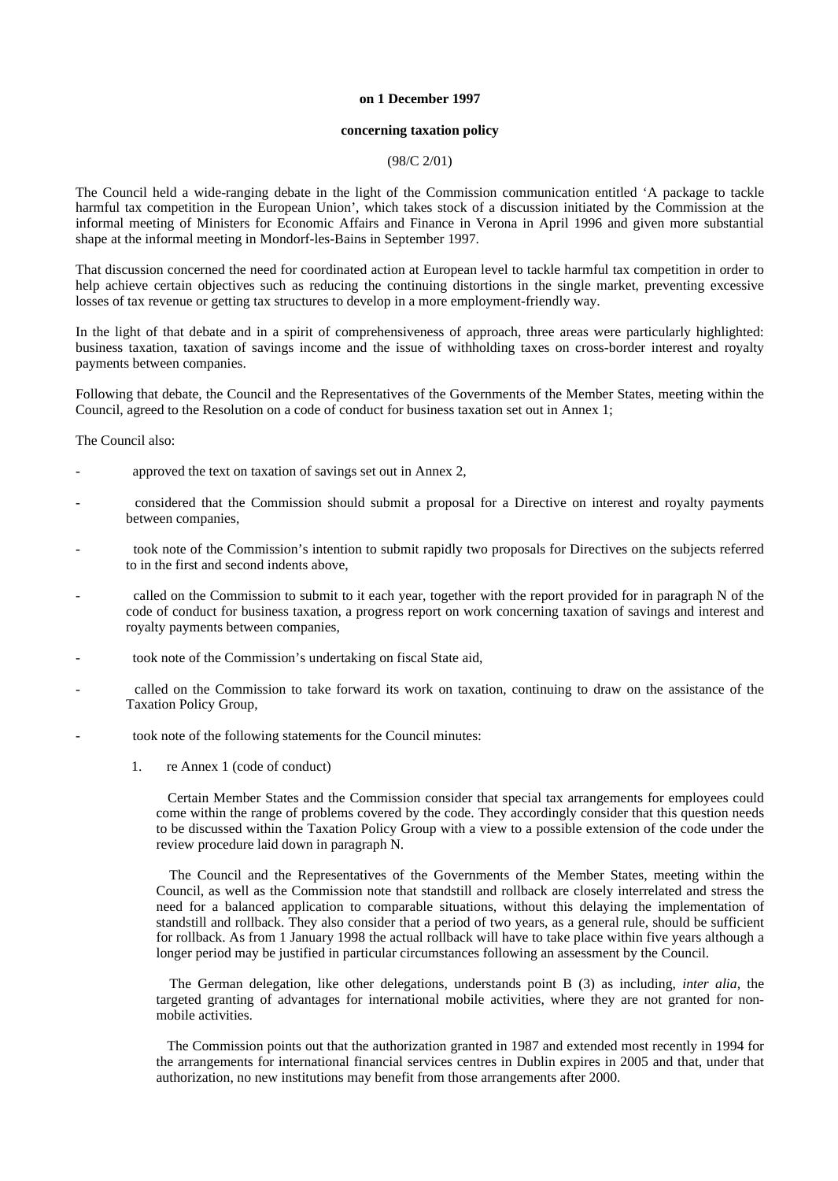**on 1 December 1997**

**concerning taxation policy**

(98/C 2/01)

The Council held a wide-ranging debate in the light of the Commission communication entitled 'A package to tackle harmful tax competition in the European Union', which takes stock of a discussion initiated by the Commission at the informal meeting of Ministers for Economic Affairs and Finance in Verona in April 1996 and given more substantial shape at the informal meeting in Mondorf-les-Bains in September 1997.

That discussion concerned the need for coordinated action at European level to tackle harmful tax competition in order to help achieve certain objectives such as reducing the continuing distortions in the single market, preventing excessive losses of tax revenue or getting tax structures to develop in a more employment-friendly way.

In the light of that debate and in a spirit of comprehensiveness of approach, three areas were particularly highlighted: business taxation, taxation of savings income and the issue of withholding taxes on cross-border interest and royalty payments between companies.

Following that debate, the Council and the Representatives of the Governments of the Member States, meeting within the Council, agreed to the Resolution on a code of conduct for business taxation set out in Annex 1;

The Council also:

- approved the text on taxation of savings set out in Annex 2,
- considered that the Commission should submit a proposal for a Directive on interest and royalty payments between companies,
- took note of the Commission's intention to submit rapidly two proposals for Directives on the subjects referred to in the first and second indents above,
- called on the Commission to submit to it each year, together with the report provided for in paragraph N of the code of conduct for business taxation, a progress report on work concerning taxation of savings and interest and royalty payments between companies,
- took note of the Commission's undertaking on fiscal State aid,
- called on the Commission to take forward its work on taxation, continuing to draw on the assistance of the Taxation Policy Group,
- took note of the following statements for the Council minutes:

  1. re Annex 1 (code of conduct)

     Certain Member States and the Commission consider that special tax arrangements for employees could come within the range of problems covered by the code. They accordingly consider that this question needs to be discussed within the Taxation Policy Group with a view to a possible extension of the code under the review procedure laid down in paragraph N.

     The Council and the Representatives of the Governments of the Member States, meeting within the Council, as well as the Commission note that standstill and rollback are closely interrelated and stress the need for a balanced application to comparable situations, without this delaying the implementation of standstill and rollback. They also consider that a period of two years, as a general rule, should be sufficient for rollback. As from 1 January 1998 the actual rollback will have to take place within five years although a longer period may be justified in particular circumstances following an assessment by the Council.

     The German delegation, like other delegations, understands point B (3) as including, *inter alia*, the targeted granting of advantages for international mobile activities, where they are not granted for non-mobile activities.

     The Commission points out that the authorization granted in 1987 and extended most recently in 1994 for the arrangements for international financial services centres in Dublin expires in 2005 and that, under that authorization, no new institutions may benefit from those arrangements after 2000.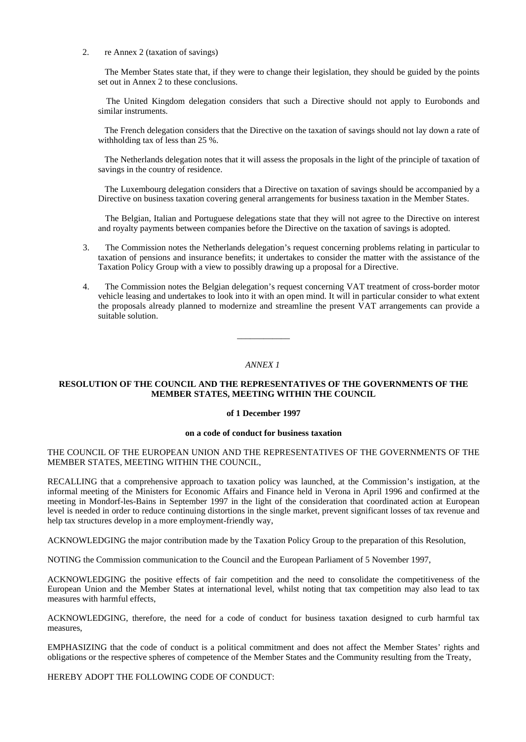2. re Annex 2 (taxation of savings)

The Member States state that, if they were to change their legislation, they should be guided by the points set out in Annex 2 to these conclusions.

The United Kingdom delegation considers that such a Directive should not apply to Eurobonds and similar instruments.

The French delegation considers that the Directive on the taxation of savings should not lay down a rate of withholding tax of less than 25 %.

The Netherlands delegation notes that it will assess the proposals in the light of the principle of taxation of savings in the country of residence.

The Luxembourg delegation considers that a Directive on taxation of savings should be accompanied by a Directive on business taxation covering general arrangements for business taxation in the Member States.

The Belgian, Italian and Portuguese delegations state that they will not agree to the Directive on interest and royalty payments between companies before the Directive on the taxation of savings is adopted.

3. The Commission notes the Netherlands delegation's request concerning problems relating in particular to taxation of pensions and insurance benefits; it undertakes to consider the matter with the assistance of the Taxation Policy Group with a view to possibly drawing up a proposal for a Directive.

4. The Commission notes the Belgian delegation's request concerning VAT treatment of cross-border motor vehicle leasing and undertakes to look into it with an open mind. It will in particular consider to what extent the proposals already planned to modernize and streamline the present VAT arrangements can provide a suitable solution.

---

*ANNEX 1*

**RESOLUTION OF THE COUNCIL AND THE REPRESENTATIVES OF THE GOVERNMENTS OF THE MEMBER STATES, MEETING WITHIN THE COUNCIL**

**of 1 December 1997**

**on a code of conduct for business taxation**

THE COUNCIL OF THE EUROPEAN UNION AND THE REPRESENTATIVES OF THE GOVERNMENTS OF THE MEMBER STATES, MEETING WITHIN THE COUNCIL,

RECALLING that a comprehensive approach to taxation policy was launched, at the Commission's instigation, at the informal meeting of the Ministers for Economic Affairs and Finance held in Verona in April 1996 and confirmed at the meeting in Mondorf-les-Bains in September 1997 in the light of the consideration that coordinated action at European level is needed in order to reduce continuing distortions in the single market, prevent significant losses of tax revenue and help tax structures develop in a more employment-friendly way,

ACKNOWLEDGING the major contribution made by the Taxation Policy Group to the preparation of this Resolution,

NOTING the Commission communication to the Council and the European Parliament of 5 November 1997,

ACKNOWLEDGING the positive effects of fair competition and the need to consolidate the competitiveness of the European Union and the Member States at international level, whilst noting that tax competition may also lead to tax measures with harmful effects,

ACKNOWLEDGING, therefore, the need for a code of conduct for business taxation designed to curb harmful tax measures,

EMPHASIZING that the code of conduct is a political commitment and does not affect the Member States' rights and obligations or the respective spheres of competence of the Member States and the Community resulting from the Treaty,

HEREBY ADOPT THE FOLLOWING CODE OF CONDUCT: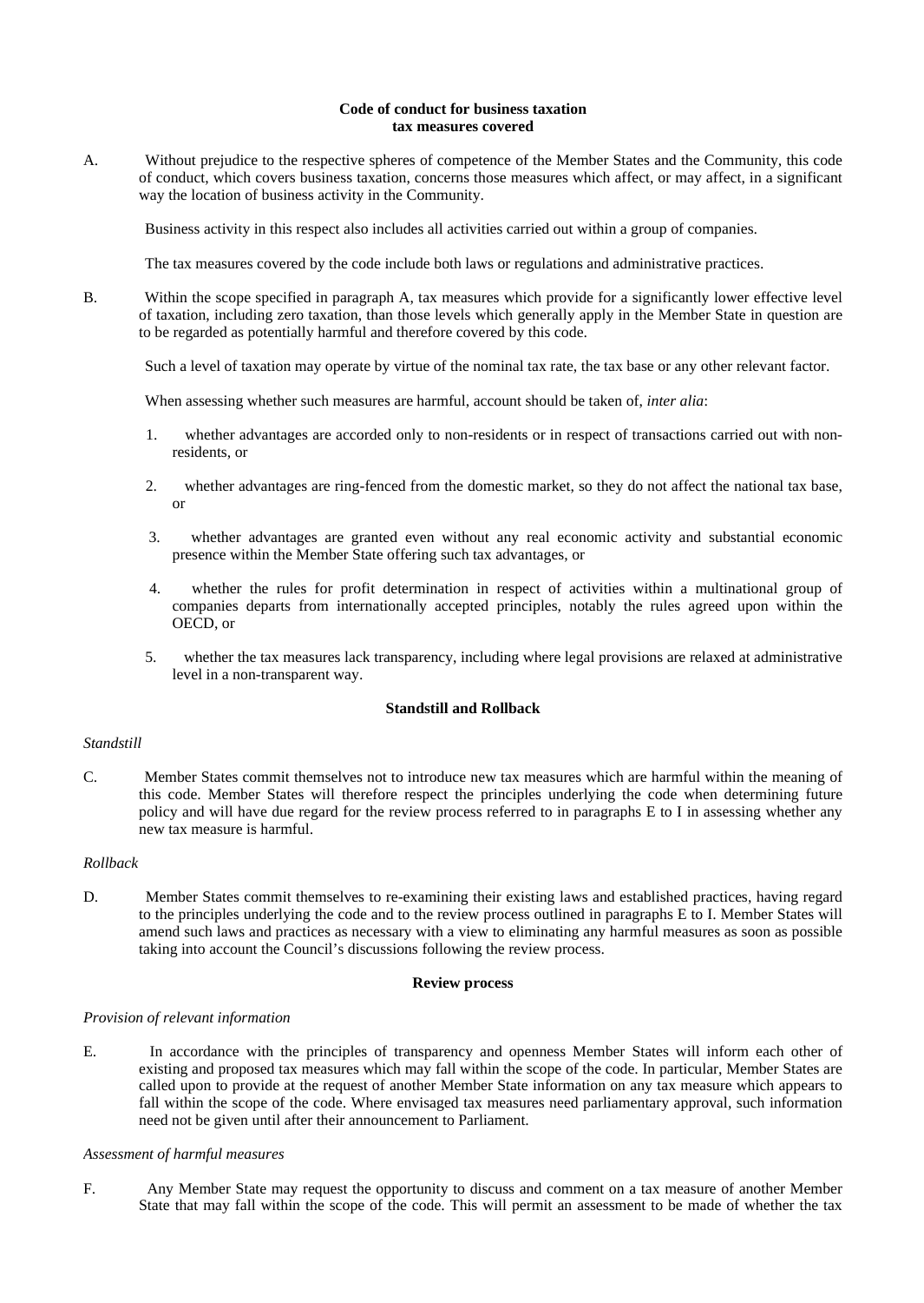**Code of conduct for business taxation**
**tax measures covered**

A. Without prejudice to the respective spheres of competence of the Member States and the Community, this code of conduct, which covers business taxation, concerns those measures which affect, or may affect, in a significant way the location of business activity in the Community.

Business activity in this respect also includes all activities carried out within a group of companies.

The tax measures covered by the code include both laws or regulations and administrative practices.

B. Within the scope specified in paragraph A, tax measures which provide for a significantly lower effective level of taxation, including zero taxation, than those levels which generally apply in the Member State in question are to be regarded as potentially harmful and therefore covered by this code.

Such a level of taxation may operate by virtue of the nominal tax rate, the tax base or any other relevant factor.

When assessing whether such measures are harmful, account should be taken of, *inter alia*:

1. whether advantages are accorded only to non-residents or in respect of transactions carried out with non-residents, or

2. whether advantages are ring-fenced from the domestic market, so they do not affect the national tax base, or

3. whether advantages are granted even without any real economic activity and substantial economic presence within the Member State offering such tax advantages, or

4. whether the rules for profit determination in respect of activities within a multinational group of companies departs from internationally accepted principles, notably the rules agreed upon within the OECD, or

5. whether the tax measures lack transparency, including where legal provisions are relaxed at administrative level in a non-transparent way.

**Standstill and Rollback**

*Standstill*

C. Member States commit themselves not to introduce new tax measures which are harmful within the meaning of this code. Member States will therefore respect the principles underlying the code when determining future policy and will have due regard for the review process referred to in paragraphs E to I in assessing whether any new tax measure is harmful.

*Rollback*

D. Member States commit themselves to re-examining their existing laws and established practices, having regard to the principles underlying the code and to the review process outlined in paragraphs E to I. Member States will amend such laws and practices as necessary with a view to eliminating any harmful measures as soon as possible taking into account the Council's discussions following the review process.

**Review process**

*Provision of relevant information*

E. In accordance with the principles of transparency and openness Member States will inform each other of existing and proposed tax measures which may fall within the scope of the code. In particular, Member States are called upon to provide at the request of another Member State information on any tax measure which appears to fall within the scope of the code. Where envisaged tax measures need parliamentary approval, such information need not be given until after their announcement to Parliament.

*Assessment of harmful measures*

F. Any Member State may request the opportunity to discuss and comment on a tax measure of another Member State that may fall within the scope of the code. This will permit an assessment to be made of whether the tax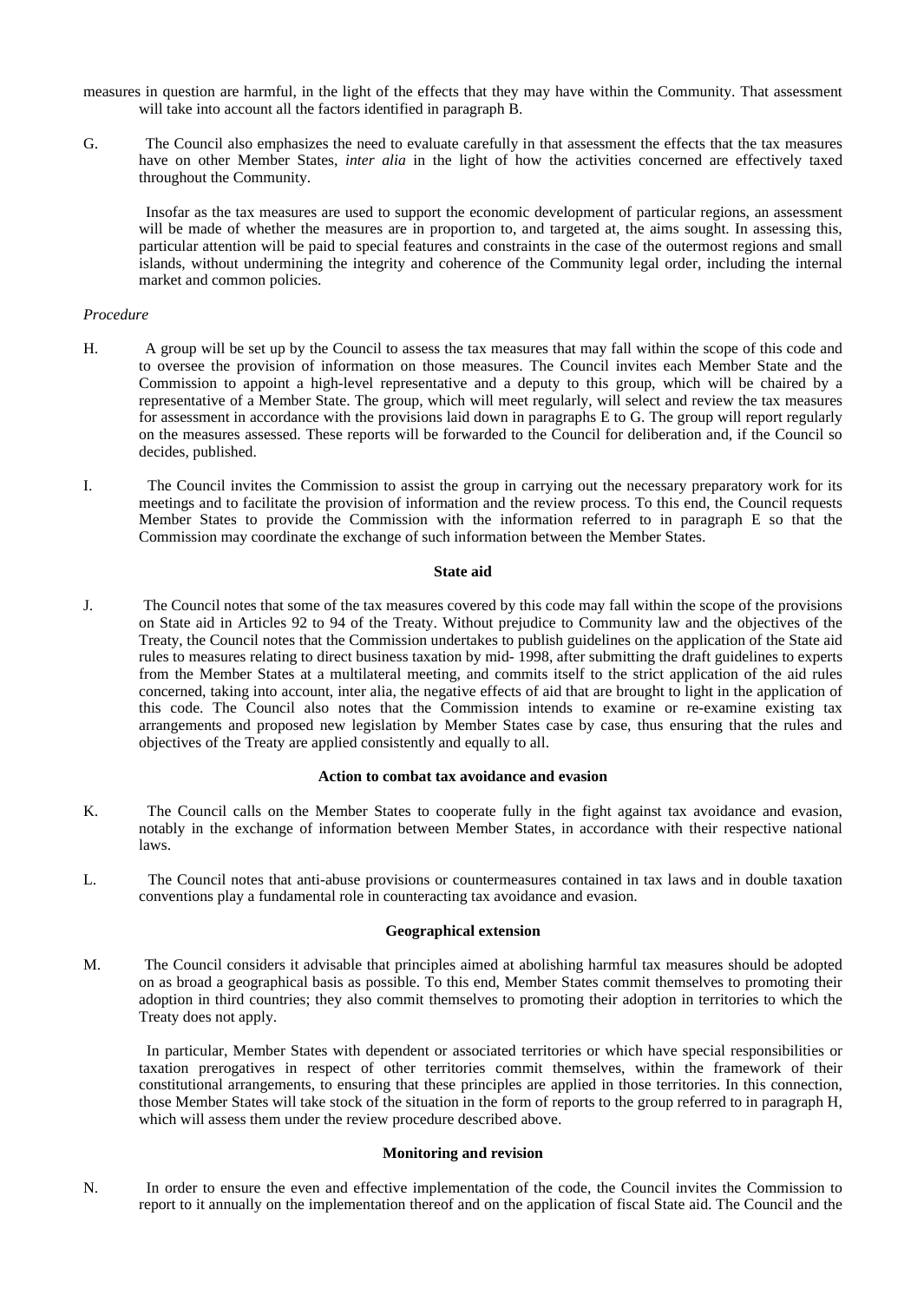measures in question are harmful, in the light of the effects that they may have within the Community. That assessment will take into account all the factors identified in paragraph B.

G. The Council also emphasizes the need to evaluate carefully in that assessment the effects that the tax measures have on other Member States, *inter alia* in the light of how the activities concerned are effectively taxed throughout the Community.

Insofar as the tax measures are used to support the economic development of particular regions, an assessment will be made of whether the measures are in proportion to, and targeted at, the aims sought. In assessing this, particular attention will be paid to special features and constraints in the case of the outermost regions and small islands, without undermining the integrity and coherence of the Community legal order, including the internal market and common policies.

*Procedure*

H. A group will be set up by the Council to assess the tax measures that may fall within the scope of this code and to oversee the provision of information on those measures. The Council invites each Member State and the Commission to appoint a high-level representative and a deputy to this group, which will be chaired by a representative of a Member State. The group, which will meet regularly, will select and review the tax measures for assessment in accordance with the provisions laid down in paragraphs E to G. The group will report regularly on the measures assessed. These reports will be forwarded to the Council for deliberation and, if the Council so decides, published.

I. The Council invites the Commission to assist the group in carrying out the necessary preparatory work for its meetings and to facilitate the provision of information and the review process. To this end, the Council requests Member States to provide the Commission with the information referred to in paragraph E so that the Commission may coordinate the exchange of such information between the Member States.

**State aid**

J. The Council notes that some of the tax measures covered by this code may fall within the scope of the provisions on State aid in Articles 92 to 94 of the Treaty. Without prejudice to Community law and the objectives of the Treaty, the Council notes that the Commission undertakes to publish guidelines on the application of the State aid rules to measures relating to direct business taxation by mid- 1998, after submitting the draft guidelines to experts from the Member States at a multilateral meeting, and commits itself to the strict application of the aid rules concerned, taking into account, inter alia, the negative effects of aid that are brought to light in the application of this code. The Council also notes that the Commission intends to examine or re-examine existing tax arrangements and proposed new legislation by Member States case by case, thus ensuring that the rules and objectives of the Treaty are applied consistently and equally to all.

**Action to combat tax avoidance and evasion**

K. The Council calls on the Member States to cooperate fully in the fight against tax avoidance and evasion, notably in the exchange of information between Member States, in accordance with their respective national laws.

L. The Council notes that anti-abuse provisions or countermeasures contained in tax laws and in double taxation conventions play a fundamental role in counteracting tax avoidance and evasion.

**Geographical extension**

M. The Council considers it advisable that principles aimed at abolishing harmful tax measures should be adopted on as broad a geographical basis as possible. To this end, Member States commit themselves to promoting their adoption in third countries; they also commit themselves to promoting their adoption in territories to which the Treaty does not apply.

In particular, Member States with dependent or associated territories or which have special responsibilities or taxation prerogatives in respect of other territories commit themselves, within the framework of their constitutional arrangements, to ensuring that these principles are applied in those territories. In this connection, those Member States will take stock of the situation in the form of reports to the group referred to in paragraph H, which will assess them under the review procedure described above.

**Monitoring and revision**

N. In order to ensure the even and effective implementation of the code, the Council invites the Commission to report to it annually on the implementation thereof and on the application of fiscal State aid. The Council and the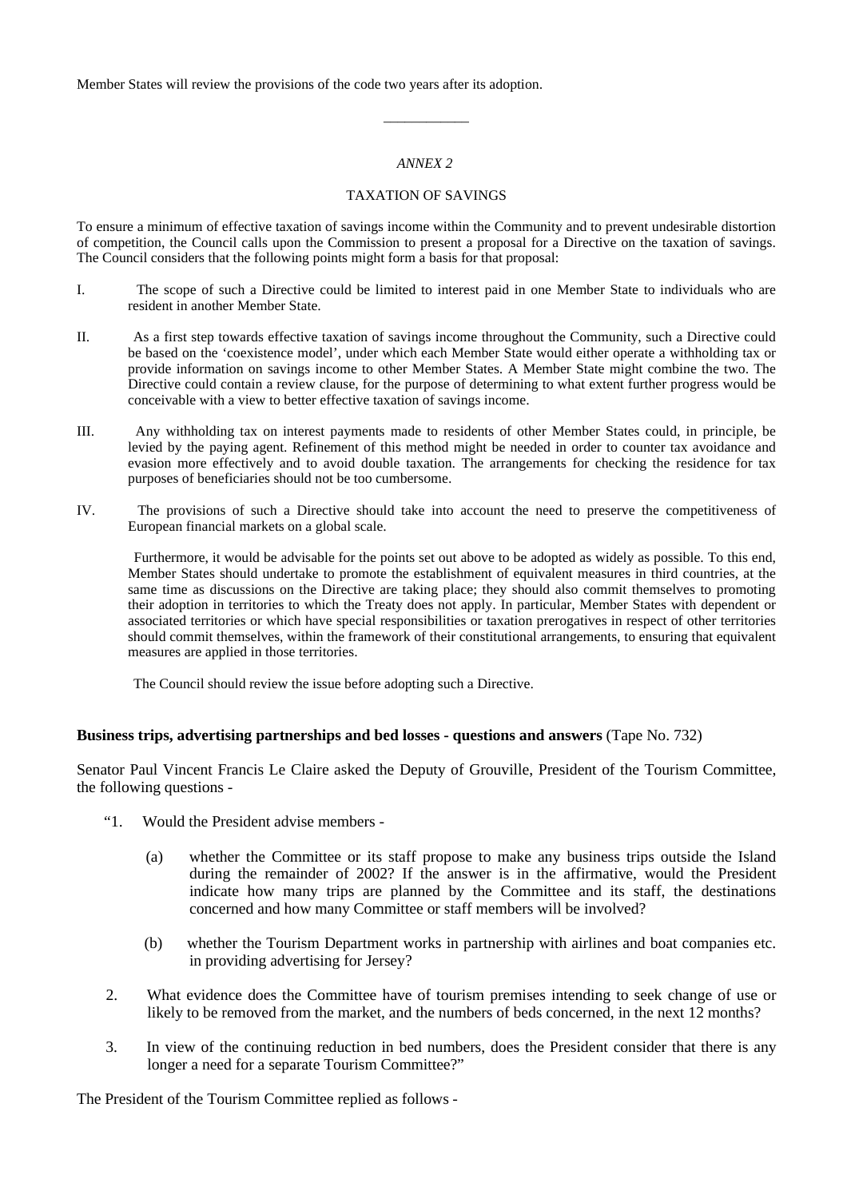Member States will review the provisions of the code two years after its adoption.

---

*ANNEX 2*

TAXATION OF SAVINGS

To ensure a minimum of effective taxation of savings income within the Community and to prevent undesirable distortion of competition, the Council calls upon the Commission to present a proposal for a Directive on the taxation of savings. The Council considers that the following points might form a basis for that proposal:

I. The scope of such a Directive could be limited to interest paid in one Member State to individuals who are resident in another Member State.

II. As a first step towards effective taxation of savings income throughout the Community, such a Directive could be based on the 'coexistence model', under which each Member State would either operate a withholding tax or provide information on savings income to other Member States. A Member State might combine the two. The Directive could contain a review clause, for the purpose of determining to what extent further progress would be conceivable with a view to better effective taxation of savings income.

III. Any withholding tax on interest payments made to residents of other Member States could, in principle, be levied by the paying agent. Refinement of this method might be needed in order to counter tax avoidance and evasion more effectively and to avoid double taxation. The arrangements for checking the residence for tax purposes of beneficiaries should not be too cumbersome.

IV. The provisions of such a Directive should take into account the need to preserve the competitiveness of European financial markets on a global scale.

Furthermore, it would be advisable for the points set out above to be adopted as widely as possible. To this end, Member States should undertake to promote the establishment of equivalent measures in third countries, at the same time as discussions on the Directive are taking place; they should also commit themselves to promoting their adoption in territories to which the Treaty does not apply. In particular, Member States with dependent or associated territories or which have special responsibilities or taxation prerogatives in respect of other territories should commit themselves, within the framework of their constitutional arrangements, to ensuring that equivalent measures are applied in those territories.

The Council should review the issue before adopting such a Directive.

**Business trips, advertising partnerships and bed losses - questions and answers** (Tape No. 732)

Senator Paul Vincent Francis Le Claire asked the Deputy of Grouville, President of the Tourism Committee, the following questions -

"1. Would the President advise members -

(a) whether the Committee or its staff propose to make any business trips outside the Island during the remainder of 2002? If the answer is in the affirmative, would the President indicate how many trips are planned by the Committee and its staff, the destinations concerned and how many Committee or staff members will be involved?

(b) whether the Tourism Department works in partnership with airlines and boat companies etc. in providing advertising for Jersey?

2. What evidence does the Committee have of tourism premises intending to seek change of use or likely to be removed from the market, and the numbers of beds concerned, in the next 12 months?

3. In view of the continuing reduction in bed numbers, does the President consider that there is any longer a need for a separate Tourism Committee?"

The President of the Tourism Committee replied as follows -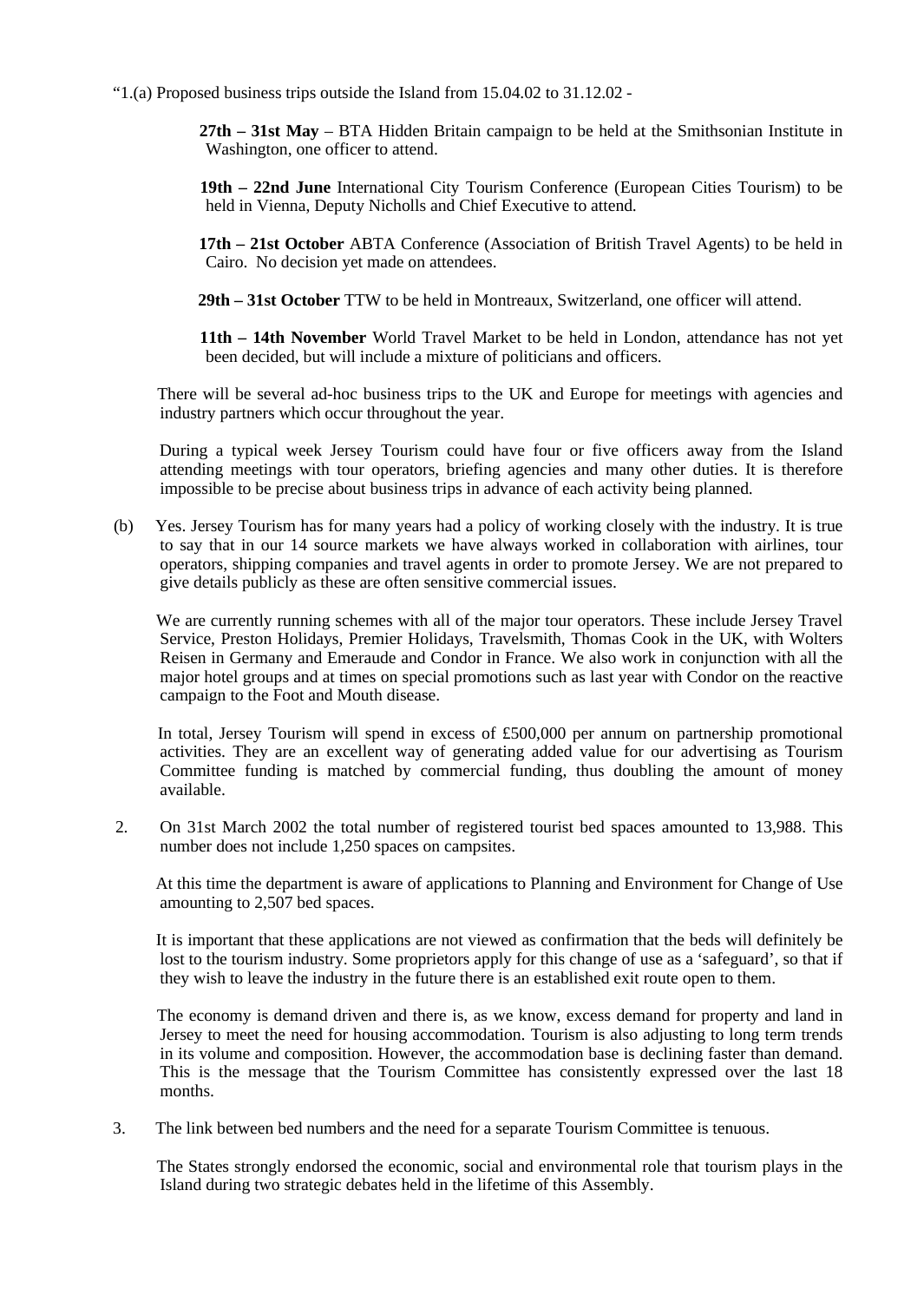"1.(a) Proposed business trips outside the Island from 15.04.02 to 31.12.02 -

**27th – 31st May** – BTA Hidden Britain campaign to be held at the Smithsonian Institute in Washington, one officer to attend.

**19th – 22nd June** International City Tourism Conference (European Cities Tourism) to be held in Vienna, Deputy Nicholls and Chief Executive to attend.

**17th – 21st October** ABTA Conference (Association of British Travel Agents) to be held in Cairo. No decision yet made on attendees.

**29th – 31st October** TTW to be held in Montreaux, Switzerland, one officer will attend.

**11th – 14th November** World Travel Market to be held in London, attendance has not yet been decided, but will include a mixture of politicians and officers.

There will be several ad-hoc business trips to the UK and Europe for meetings with agencies and industry partners which occur throughout the year.

During a typical week Jersey Tourism could have four or five officers away from the Island attending meetings with tour operators, briefing agencies and many other duties. It is therefore impossible to be precise about business trips in advance of each activity being planned.

(b) Yes. Jersey Tourism has for many years had a policy of working closely with the industry. It is true to say that in our 14 source markets we have always worked in collaboration with airlines, tour operators, shipping companies and travel agents in order to promote Jersey. We are not prepared to give details publicly as these are often sensitive commercial issues.

We are currently running schemes with all of the major tour operators. These include Jersey Travel Service, Preston Holidays, Premier Holidays, Travelsmith, Thomas Cook in the UK, with Wolters Reisen in Germany and Emeraude and Condor in France. We also work in conjunction with all the major hotel groups and at times on special promotions such as last year with Condor on the reactive campaign to the Foot and Mouth disease.

In total, Jersey Tourism will spend in excess of £500,000 per annum on partnership promotional activities. They are an excellent way of generating added value for our advertising as Tourism Committee funding is matched by commercial funding, thus doubling the amount of money available.

2. On 31st March 2002 the total number of registered tourist bed spaces amounted to 13,988. This number does not include 1,250 spaces on campsites.

At this time the department is aware of applications to Planning and Environment for Change of Use amounting to 2,507 bed spaces.

It is important that these applications are not viewed as confirmation that the beds will definitely be lost to the tourism industry. Some proprietors apply for this change of use as a 'safeguard', so that if they wish to leave the industry in the future there is an established exit route open to them.

The economy is demand driven and there is, as we know, excess demand for property and land in Jersey to meet the need for housing accommodation. Tourism is also adjusting to long term trends in its volume and composition. However, the accommodation base is declining faster than demand. This is the message that the Tourism Committee has consistently expressed over the last 18 months.

3. The link between bed numbers and the need for a separate Tourism Committee is tenuous.

The States strongly endorsed the economic, social and environmental role that tourism plays in the Island during two strategic debates held in the lifetime of this Assembly.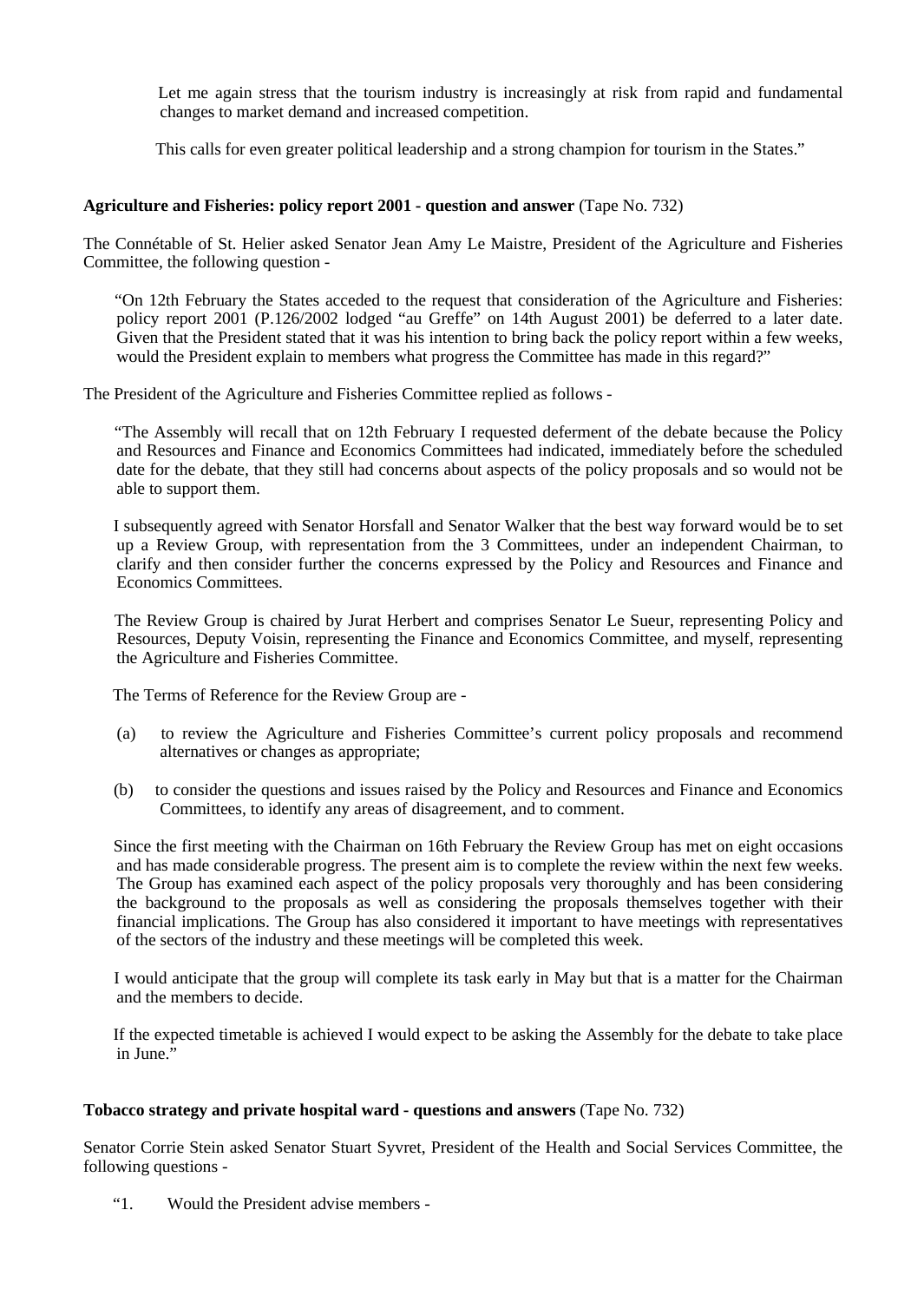Let me again stress that the tourism industry is increasingly at risk from rapid and fundamental changes to market demand and increased competition.

This calls for even greater political leadership and a strong champion for tourism in the States."

**Agriculture and Fisheries: policy report 2001 - question and answer** (Tape No. 732)

The Connétable of St. Helier asked Senator Jean Amy Le Maistre, President of the Agriculture and Fisheries Committee, the following question -

"On 12th February the States acceded to the request that consideration of the Agriculture and Fisheries: policy report 2001 (P.126/2002 lodged "au Greffe" on 14th August 2001) be deferred to a later date. Given that the President stated that it was his intention to bring back the policy report within a few weeks, would the President explain to members what progress the Committee has made in this regard?"

The President of the Agriculture and Fisheries Committee replied as follows -

"The Assembly will recall that on 12th February I requested deferment of the debate because the Policy and Resources and Finance and Economics Committees had indicated, immediately before the scheduled date for the debate, that they still had concerns about aspects of the policy proposals and so would not be able to support them.

I subsequently agreed with Senator Horsfall and Senator Walker that the best way forward would be to set up a Review Group, with representation from the 3 Committees, under an independent Chairman, to clarify and then consider further the concerns expressed by the Policy and Resources and Finance and Economics Committees.

The Review Group is chaired by Jurat Herbert and comprises Senator Le Sueur, representing Policy and Resources, Deputy Voisin, representing the Finance and Economics Committee, and myself, representing the Agriculture and Fisheries Committee.

The Terms of Reference for the Review Group are -

(a) to review the Agriculture and Fisheries Committee's current policy proposals and recommend alternatives or changes as appropriate;

(b) to consider the questions and issues raised by the Policy and Resources and Finance and Economics Committees, to identify any areas of disagreement, and to comment.

Since the first meeting with the Chairman on 16th February the Review Group has met on eight occasions and has made considerable progress. The present aim is to complete the review within the next few weeks. The Group has examined each aspect of the policy proposals very thoroughly and has been considering the background to the proposals as well as considering the proposals themselves together with their financial implications. The Group has also considered it important to have meetings with representatives of the sectors of the industry and these meetings will be completed this week.

I would anticipate that the group will complete its task early in May but that is a matter for the Chairman and the members to decide.

If the expected timetable is achieved I would expect to be asking the Assembly for the debate to take place in June."

**Tobacco strategy and private hospital ward - questions and answers** (Tape No. 732)

Senator Corrie Stein asked Senator Stuart Syvret, President of the Health and Social Services Committee, the following questions -

"1. Would the President advise members -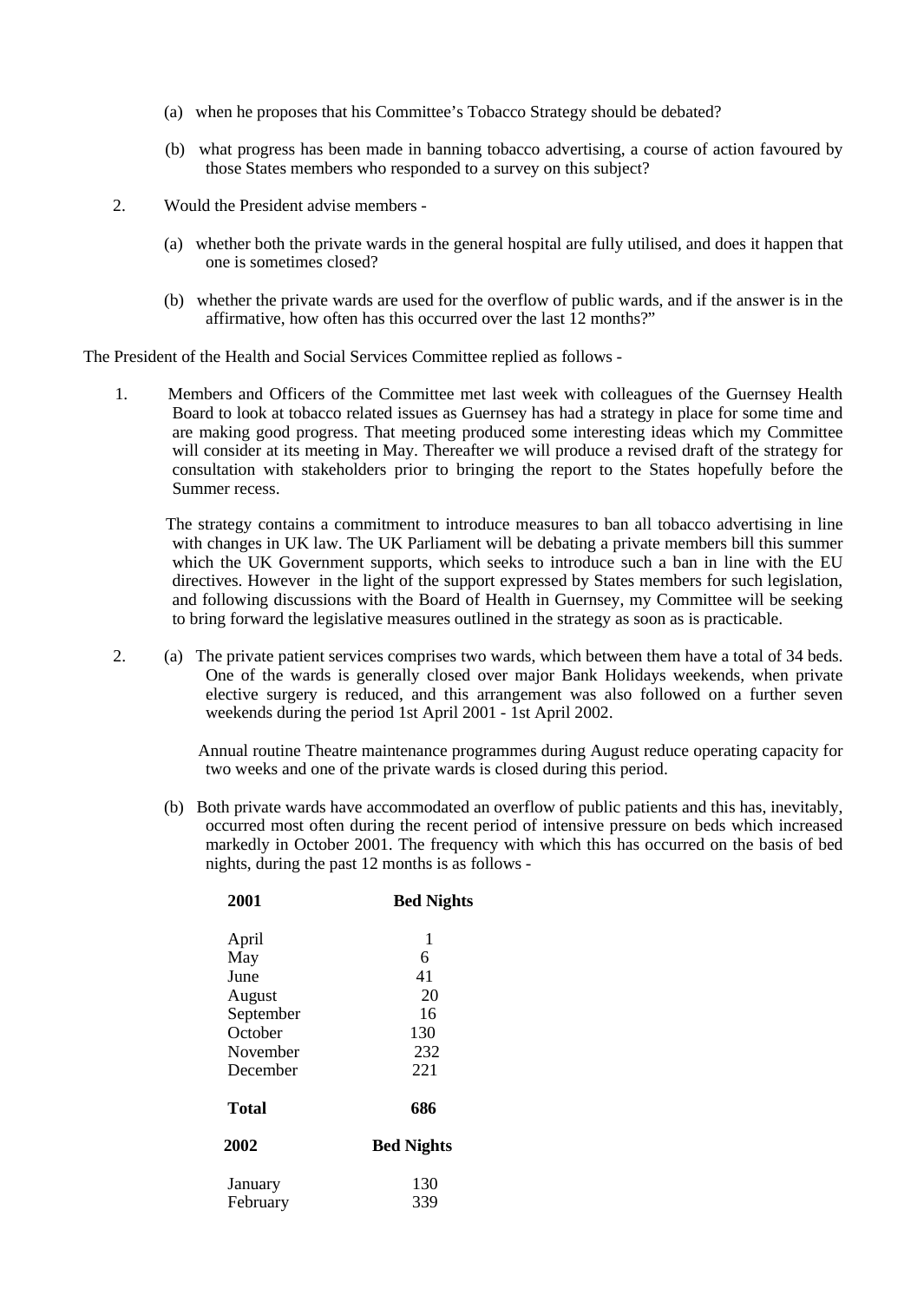(a) when he proposes that his Committee's Tobacco Strategy should be debated?

(b) what progress has been made in banning tobacco advertising, a course of action favoured by those States members who responded to a survey on this subject?

2. Would the President advise members -

(a) whether both the private wards in the general hospital are fully utilised, and does it happen that one is sometimes closed?

(b) whether the private wards are used for the overflow of public wards, and if the answer is in the affirmative, how often has this occurred over the last 12 months?"

The President of the Health and Social Services Committee replied as follows -

1. Members and Officers of the Committee met last week with colleagues of the Guernsey Health Board to look at tobacco related issues as Guernsey has had a strategy in place for some time and are making good progress. That meeting produced some interesting ideas which my Committee will consider at its meeting in May. Thereafter we will produce a revised draft of the strategy for consultation with stakeholders prior to bringing the report to the States hopefully before the Summer recess.

   The strategy contains a commitment to introduce measures to ban all tobacco advertising in line with changes in UK law. The UK Parliament will be debating a private members bill this summer which the UK Government supports, which seeks to introduce such a ban in line with the EU directives. However in the light of the support expressed by States members for such legislation, and following discussions with the Board of Health in Guernsey, my Committee will be seeking to bring forward the legislative measures outlined in the strategy as soon as is practicable.

2. (a) The private patient services comprises two wards, which between them have a total of 34 beds. One of the wards is generally closed over major Bank Holidays weekends, when private elective surgery is reduced, and this arrangement was also followed on a further seven weekends during the period 1st April 2001 - 1st April 2002.

   Annual routine Theatre maintenance programmes during August reduce operating capacity for two weeks and one of the private wards is closed during this period.

   (b) Both private wards have accommodated an overflow of public patients and this has, inevitably, occurred most often during the recent period of intensive pressure on beds which increased markedly in October 2001. The frequency with which this has occurred on the basis of bed nights, during the past 12 months is as follows -

| 2001 | Bed Nights |
|---|---|
| April | 1 |
| May | 6 |
| June | 41 |
| August | 20 |
| September | 16 |
| October | 130 |
| November | 232 |
| December | 221 |
| **Total** | **686** |

| 2002 | Bed Nights |
|---|---|
| January | 130 |
| February | 339 |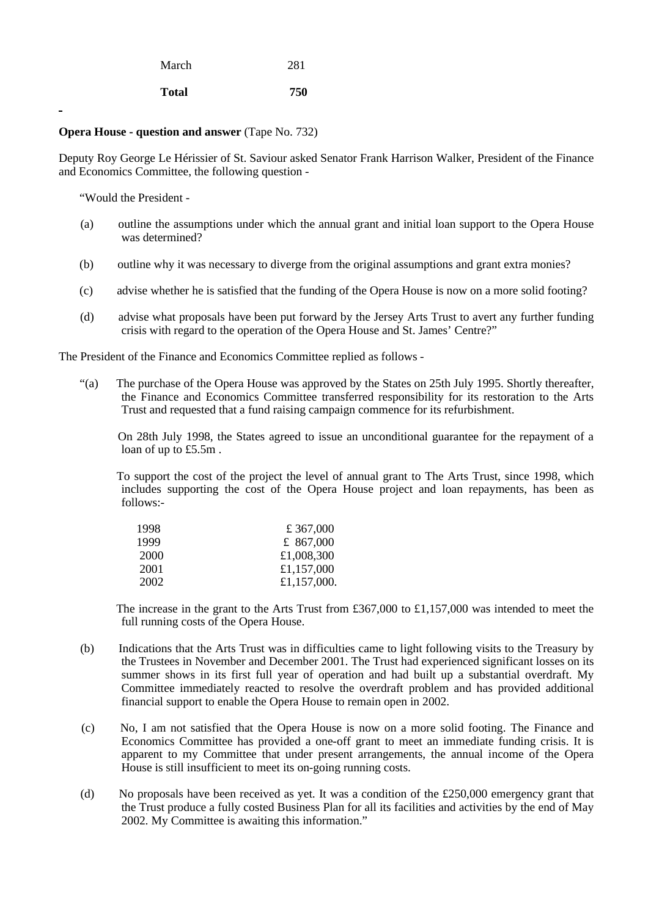| | |
|---|---|
| March | 281 |
| **Total** | **750** |

**Opera House - question and answer** (Tape No. 732)

Deputy Roy George Le Hérissier of St. Saviour asked Senator Frank Harrison Walker, President of the Finance and Economics Committee, the following question -

"Would the President -

(a) outline the assumptions under which the annual grant and initial loan support to the Opera House was determined?

(b) outline why it was necessary to diverge from the original assumptions and grant extra monies?

(c) advise whether he is satisfied that the funding of the Opera House is now on a more solid footing?

(d) advise what proposals have been put forward by the Jersey Arts Trust to avert any further funding crisis with regard to the operation of the Opera House and St. James' Centre?"

The President of the Finance and Economics Committee replied as follows -

"(a) The purchase of the Opera House was approved by the States on 25th July 1995. Shortly thereafter, the Finance and Economics Committee transferred responsibility for its restoration to the Arts Trust and requested that a fund raising campaign commence for its refurbishment.

On 28th July 1998, the States agreed to issue an unconditional guarantee for the repayment of a loan of up to £5.5m .

To support the cost of the project the level of annual grant to The Arts Trust, since 1998, which includes supporting the cost of the Opera House project and loan repayments, has been as follows:-

| | |
|---|---|
| 1998 | £ 367,000 |
| 1999 | £ 867,000 |
| 2000 | £1,008,300 |
| 2001 | £1,157,000 |
| 2002 | £1,157,000. |

The increase in the grant to the Arts Trust from £367,000 to £1,157,000 was intended to meet the full running costs of the Opera House.

(b) Indications that the Arts Trust was in difficulties came to light following visits to the Treasury by the Trustees in November and December 2001. The Trust had experienced significant losses on its summer shows in its first full year of operation and had built up a substantial overdraft. My Committee immediately reacted to resolve the overdraft problem and has provided additional financial support to enable the Opera House to remain open in 2002.

(c) No, I am not satisfied that the Opera House is now on a more solid footing. The Finance and Economics Committee has provided a one-off grant to meet an immediate funding crisis. It is apparent to my Committee that under present arrangements, the annual income of the Opera House is still insufficient to meet its on-going running costs.

(d) No proposals have been received as yet. It was a condition of the £250,000 emergency grant that the Trust produce a fully costed Business Plan for all its facilities and activities by the end of May 2002. My Committee is awaiting this information."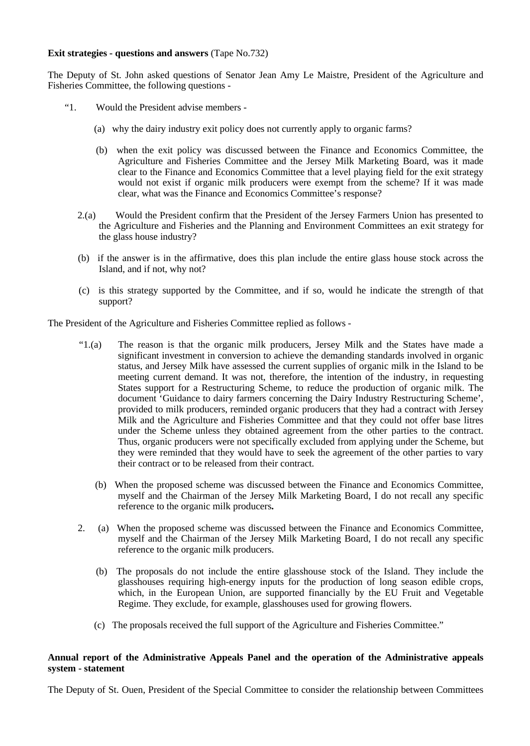**Exit strategies - questions and answers** (Tape No.732)

The Deputy of St. John asked questions of Senator Jean Amy Le Maistre, President of the Agriculture and Fisheries Committee, the following questions -

“1. Would the President advise members -

(a) why the dairy industry exit policy does not currently apply to organic farms?

(b) when the exit policy was discussed between the Finance and Economics Committee, the Agriculture and Fisheries Committee and the Jersey Milk Marketing Board, was it made clear to the Finance and Economics Committee that a level playing field for the exit strategy would not exist if organic milk producers were exempt from the scheme? If it was made clear, what was the Finance and Economics Committee’s response?

2.(a) Would the President confirm that the President of the Jersey Farmers Union has presented to the Agriculture and Fisheries and the Planning and Environment Committees an exit strategy for the glass house industry?

(b) if the answer is in the affirmative, does this plan include the entire glass house stock across the Island, and if not, why not?

(c) is this strategy supported by the Committee, and if so, would he indicate the strength of that support?

The President of the Agriculture and Fisheries Committee replied as follows -

“1.(a) The reason is that the organic milk producers, Jersey Milk and the States have made a significant investment in conversion to achieve the demanding standards involved in organic status, and Jersey Milk have assessed the current supplies of organic milk in the Island to be meeting current demand. It was not, therefore, the intention of the industry, in requesting States support for a Restructuring Scheme, to reduce the production of organic milk. The document ‘Guidance to dairy farmers concerning the Dairy Industry Restructuring Scheme’, provided to milk producers, reminded organic producers that they had a contract with Jersey Milk and the Agriculture and Fisheries Committee and that they could not offer base litres under the Scheme unless they obtained agreement from the other parties to the contract. Thus, organic producers were not specifically excluded from applying under the Scheme, but they were reminded that they would have to seek the agreement of the other parties to vary their contract or to be released from their contract.

(b) When the proposed scheme was discussed between the Finance and Economics Committee, myself and the Chairman of the Jersey Milk Marketing Board, I do not recall any specific reference to the organic milk producers**.**

2. (a) When the proposed scheme was discussed between the Finance and Economics Committee, myself and the Chairman of the Jersey Milk Marketing Board, I do not recall any specific reference to the organic milk producers.

(b) The proposals do not include the entire glasshouse stock of the Island. They include the glasshouses requiring high-energy inputs for the production of long season edible crops, which, in the European Union, are supported financially by the EU Fruit and Vegetable Regime. They exclude, for example, glasshouses used for growing flowers.

(c) The proposals received the full support of the Agriculture and Fisheries Committee.”

**Annual report of the Administrative Appeals Panel and the operation of the Administrative appeals system - statement**

The Deputy of St. Ouen, President of the Special Committee to consider the relationship between Committees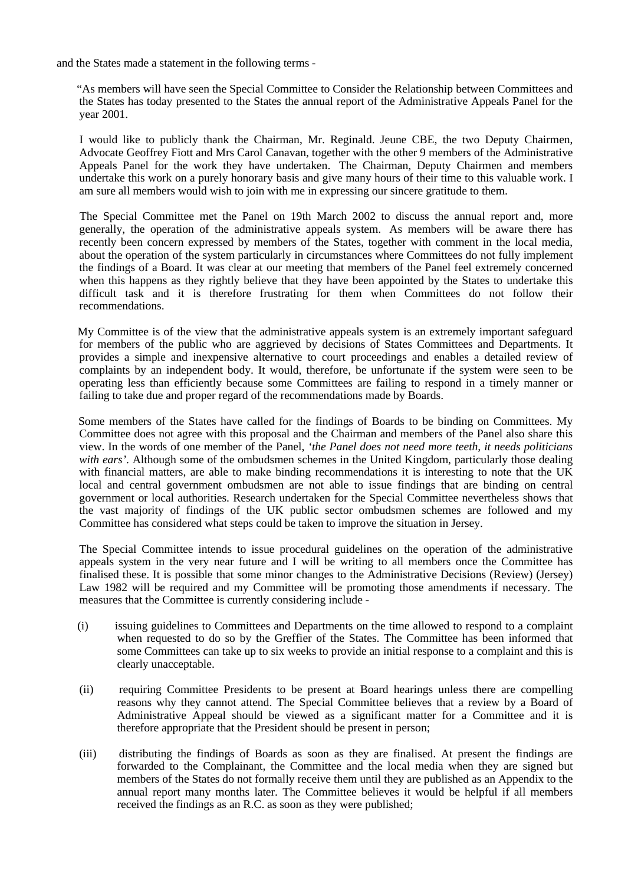and the States made a statement in the following terms -

"As members will have seen the Special Committee to Consider the Relationship between Committees and the States has today presented to the States the annual report of the Administrative Appeals Panel for the year 2001.

I would like to publicly thank the Chairman, Mr. Reginald. Jeune CBE, the two Deputy Chairmen, Advocate Geoffrey Fiott and Mrs Carol Canavan, together with the other 9 members of the Administrative Appeals Panel for the work they have undertaken. The Chairman, Deputy Chairmen and members undertake this work on a purely honorary basis and give many hours of their time to this valuable work. I am sure all members would wish to join with me in expressing our sincere gratitude to them.

The Special Committee met the Panel on 19th March 2002 to discuss the annual report and, more generally, the operation of the administrative appeals system. As members will be aware there has recently been concern expressed by members of the States, together with comment in the local media, about the operation of the system particularly in circumstances where Committees do not fully implement the findings of a Board. It was clear at our meeting that members of the Panel feel extremely concerned when this happens as they rightly believe that they have been appointed by the States to undertake this difficult task and it is therefore frustrating for them when Committees do not follow their recommendations.

My Committee is of the view that the administrative appeals system is an extremely important safeguard for members of the public who are aggrieved by decisions of States Committees and Departments. It provides a simple and inexpensive alternative to court proceedings and enables a detailed review of complaints by an independent body. It would, therefore, be unfortunate if the system were seen to be operating less than efficiently because some Committees are failing to respond in a timely manner or failing to take due and proper regard of the recommendations made by Boards.

Some members of the States have called for the findings of Boards to be binding on Committees. My Committee does not agree with this proposal and the Chairman and members of the Panel also share this view. In the words of one member of the Panel, *'the Panel does not need more teeth, it needs politicians with ears'*. Although some of the ombudsmen schemes in the United Kingdom, particularly those dealing with financial matters, are able to make binding recommendations it is interesting to note that the UK local and central government ombudsmen are not able to issue findings that are binding on central government or local authorities. Research undertaken for the Special Committee nevertheless shows that the vast majority of findings of the UK public sector ombudsmen schemes are followed and my Committee has considered what steps could be taken to improve the situation in Jersey.

The Special Committee intends to issue procedural guidelines on the operation of the administrative appeals system in the very near future and I will be writing to all members once the Committee has finalised these. It is possible that some minor changes to the Administrative Decisions (Review) (Jersey) Law 1982 will be required and my Committee will be promoting those amendments if necessary. The measures that the Committee is currently considering include -

(i) issuing guidelines to Committees and Departments on the time allowed to respond to a complaint when requested to do so by the Greffier of the States. The Committee has been informed that some Committees can take up to six weeks to provide an initial response to a complaint and this is clearly unacceptable.

(ii) requiring Committee Presidents to be present at Board hearings unless there are compelling reasons why they cannot attend. The Special Committee believes that a review by a Board of Administrative Appeal should be viewed as a significant matter for a Committee and it is therefore appropriate that the President should be present in person;

(iii) distributing the findings of Boards as soon as they are finalised. At present the findings are forwarded to the Complainant, the Committee and the local media when they are signed but members of the States do not formally receive them until they are published as an Appendix to the annual report many months later. The Committee believes it would be helpful if all members received the findings as an R.C. as soon as they were published;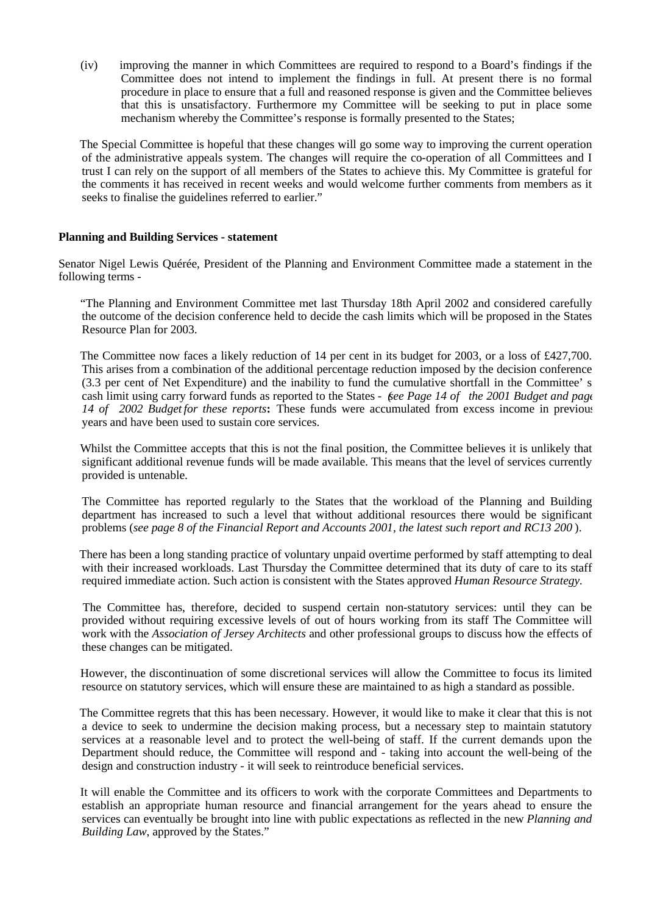(iv) improving the manner in which Committees are required to respond to a Board's findings if the Committee does not intend to implement the findings in full. At present there is no formal procedure in place to ensure that a full and reasoned response is given and the Committee believes that this is unsatisfactory. Furthermore my Committee will be seeking to put in place some mechanism whereby the Committee's response is formally presented to the States;

The Special Committee is hopeful that these changes will go some way to improving the current operation of the administrative appeals system. The changes will require the co-operation of all Committees and I trust I can rely on the support of all members of the States to achieve this. My Committee is grateful for the comments it has received in recent weeks and would welcome further comments from members as it seeks to finalise the guidelines referred to earlier."

**Planning and Building Services - statement**

Senator Nigel Lewis Quérée, President of the Planning and Environment Committee made a statement in the following terms -

"The Planning and Environment Committee met last Thursday 18th April 2002 and considered carefully the outcome of the decision conference held to decide the cash limits which will be proposed in the States Resource Plan for 2003.

The Committee now faces a likely reduction of 14 per cent in its budget for 2003, or a loss of £427,700. This arises from a combination of the additional percentage reduction imposed by the decision conference (3.3 per cent of Net Expenditure) and the inability to fund the cumulative shortfall in the Committee' s cash limit using carry forward funds as reported to the States - (*see Page 14 of the 2001 Budget and page 14 of 2002 Budget for these reports***:** These funds were accumulated from excess income in previous years and have been used to sustain core services.

Whilst the Committee accepts that this is not the final position, the Committee believes it is unlikely that significant additional revenue funds will be made available. This means that the level of services currently provided is untenable.

The Committee has reported regularly to the States that the workload of the Planning and Building department has increased to such a level that without additional resources there would be significant problems (*see page 8 of the Financial Report and Accounts 2001, the latest such report and RC13 200* ).

There has been a long standing practice of voluntary unpaid overtime performed by staff attempting to deal with their increased workloads. Last Thursday the Committee determined that its duty of care to its staff required immediate action. Such action is consistent with the States approved *Human Resource Strategy.*

The Committee has, therefore, decided to suspend certain non-statutory services: until they can be provided without requiring excessive levels of out of hours working from its staff The Committee will work with the *Association of Jersey Architects* and other professional groups to discuss how the effects of these changes can be mitigated.

However, the discontinuation of some discretional services will allow the Committee to focus its limited resource on statutory services, which will ensure these are maintained to as high a standard as possible.

The Committee regrets that this has been necessary. However, it would like to make it clear that this is not a device to seek to undermine the decision making process, but a necessary step to maintain statutory services at a reasonable level and to protect the well-being of staff. If the current demands upon the Department should reduce, the Committee will respond and - taking into account the well-being of the design and construction industry - it will seek to reintroduce beneficial services.

It will enable the Committee and its officers to work with the corporate Committees and Departments to establish an appropriate human resource and financial arrangement for the years ahead to ensure the services can eventually be brought into line with public expectations as reflected in the new *Planning and Building Law*, approved by the States."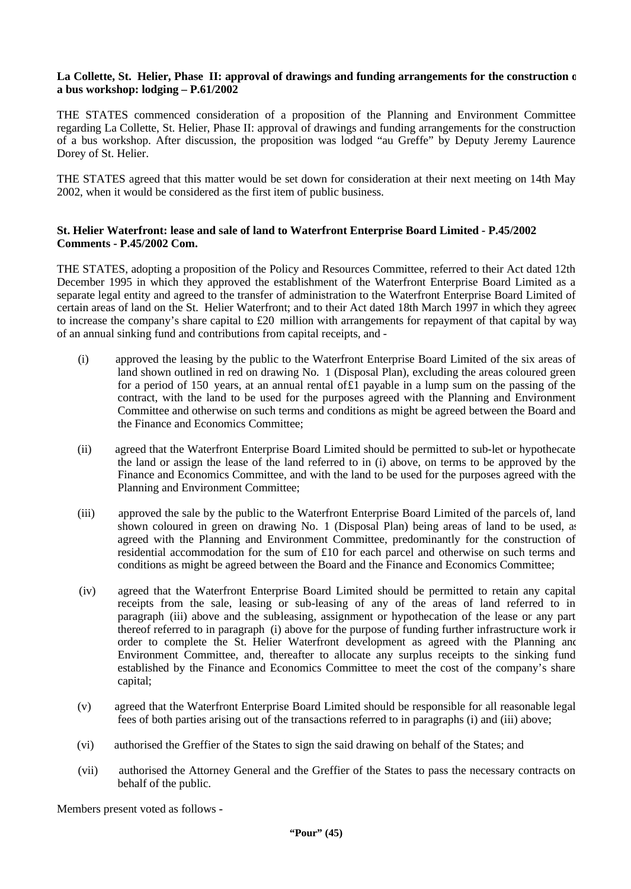**La Collette, St. Helier, Phase II: approval of drawings and funding arrangements for the construction of a bus workshop: lodging – P.61/2002**

THE STATES commenced consideration of a proposition of the Planning and Environment Committee regarding La Collette, St. Helier, Phase II: approval of drawings and funding arrangements for the construction of a bus workshop. After discussion, the proposition was lodged "au Greffe" by Deputy Jeremy Laurence Dorey of St. Helier.

THE STATES agreed that this matter would be set down for consideration at their next meeting on 14th May 2002, when it would be considered as the first item of public business.

**St. Helier Waterfront: lease and sale of land to Waterfront Enterprise Board Limited - P.45/2002**
**Comments - P.45/2002 Com.**

THE STATES, adopting a proposition of the Policy and Resources Committee, referred to their Act dated 12th December 1995 in which they approved the establishment of the Waterfront Enterprise Board Limited as a separate legal entity and agreed to the transfer of administration to the Waterfront Enterprise Board Limited of certain areas of land on the St. Helier Waterfront; and to their Act dated 18th March 1997 in which they agreed to increase the company's share capital to £20 million with arrangements for repayment of that capital by way of an annual sinking fund and contributions from capital receipts, and -

(i) approved the leasing by the public to the Waterfront Enterprise Board Limited of the six areas of land shown outlined in red on drawing No. 1 (Disposal Plan), excluding the areas coloured green for a period of 150 years, at an annual rental of £1 payable in a lump sum on the passing of the contract, with the land to be used for the purposes agreed with the Planning and Environment Committee and otherwise on such terms and conditions as might be agreed between the Board and the Finance and Economics Committee;

(ii) agreed that the Waterfront Enterprise Board Limited should be permitted to sub-let or hypothecate the land or assign the lease of the land referred to in (i) above, on terms to be approved by the Finance and Economics Committee, and with the land to be used for the purposes agreed with the Planning and Environment Committee;

(iii) approved the sale by the public to the Waterfront Enterprise Board Limited of the parcels of, land shown coloured in green on drawing No. 1 (Disposal Plan) being areas of land to be used, as agreed with the Planning and Environment Committee, predominantly for the construction of residential accommodation for the sum of £10 for each parcel and otherwise on such terms and conditions as might be agreed between the Board and the Finance and Economics Committee;

(iv) agreed that the Waterfront Enterprise Board Limited should be permitted to retain any capital receipts from the sale, leasing or sub-leasing of any of the areas of land referred to in paragraph (iii) above and the sub-leasing, assignment or hypothecation of the lease or any part thereof referred to in paragraph (i) above for the purpose of funding further infrastructure work in order to complete the St. Helier Waterfront development as agreed with the Planning and Environment Committee, and, thereafter to allocate any surplus receipts to the sinking fund established by the Finance and Economics Committee to meet the cost of the company's share capital;

(v) agreed that the Waterfront Enterprise Board Limited should be responsible for all reasonable legal fees of both parties arising out of the transactions referred to in paragraphs (i) and (iii) above;

(vi) authorised the Greffier of the States to sign the said drawing on behalf of the States; and

(vii) authorised the Attorney General and the Greffier of the States to pass the necessary contracts on behalf of the public.

Members present voted as follows -

**"Pour" (45)**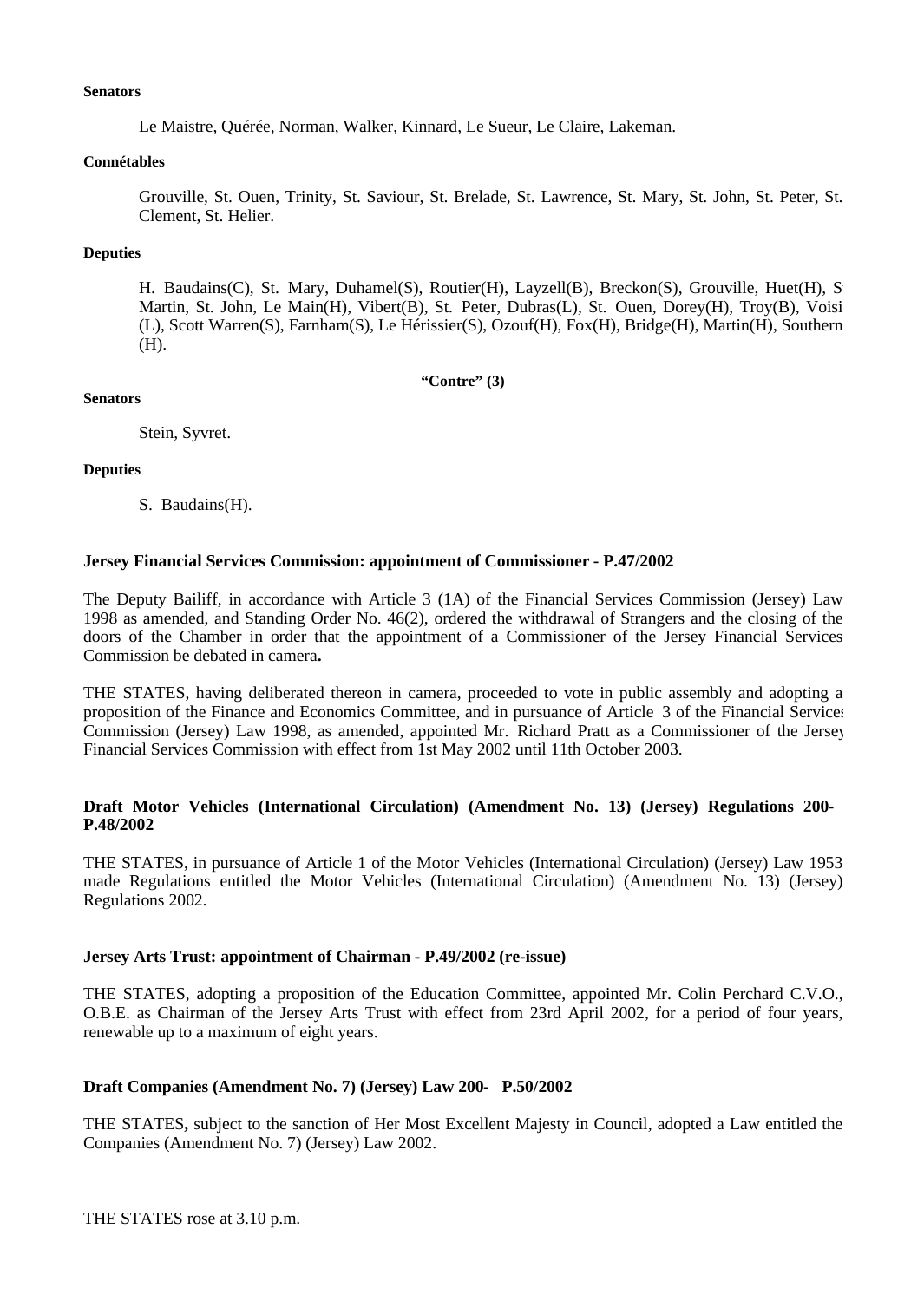**Senators**

Le Maistre, Quérée, Norman, Walker, Kinnard, Le Sueur, Le Claire, Lakeman.

**Connétables**

Grouville, St. Ouen, Trinity, St. Saviour, St. Brelade, St. Lawrence, St. Mary, St. John, St. Peter, St. Clement, St. Helier.

**Deputies**

H. Baudains(C), St. Mary, Duhamel(S), Routier(H), Layzell(B), Breckon(S), Grouville, Huet(H), St. Martin, St. John, Le Main(H), Vibert(B), St. Peter, Dubras(L), St. Ouen, Dorey(H), Troy(B), Voisin (L), Scott Warren(S), Farnham(S), Le Hérissier(S), Ozouf(H), Fox(H), Bridge(H), Martin(H), Southern (H).

**"Contre" (3)**

**Senators**

Stein, Syvret.

**Deputies**

S. Baudains(H).

**Jersey Financial Services Commission: appointment of Commissioner - P.47/2002**

The Deputy Bailiff, in accordance with Article 3 (1A) of the Financial Services Commission (Jersey) Law 1998 as amended, and Standing Order No. 46(2), ordered the withdrawal of Strangers and the closing of the doors of the Chamber in order that the appointment of a Commissioner of the Jersey Financial Services Commission be debated in camera**.**

THE STATES, having deliberated thereon in camera, proceeded to vote in public assembly and adopting a proposition of the Finance and Economics Committee, and in pursuance of Article 3 of the Financial Services Commission (Jersey) Law 1998, as amended, appointed Mr. Richard Pratt as a Commissioner of the Jersey Financial Services Commission with effect from 1st May 2002 until 11th October 2003.

**Draft Motor Vehicles (International Circulation) (Amendment No. 13) (Jersey) Regulations 200- P.48/2002**

THE STATES, in pursuance of Article 1 of the Motor Vehicles (International Circulation) (Jersey) Law 1953 made Regulations entitled the Motor Vehicles (International Circulation) (Amendment No. 13) (Jersey) Regulations 2002.

**Jersey Arts Trust: appointment of Chairman - P.49/2002 (re-issue)**

THE STATES, adopting a proposition of the Education Committee, appointed Mr. Colin Perchard C.V.O., O.B.E. as Chairman of the Jersey Arts Trust with effect from 23rd April 2002, for a period of four years, renewable up to a maximum of eight years.

**Draft Companies (Amendment No. 7) (Jersey) Law 200- P.50/2002**

THE STATES**,** subject to the sanction of Her Most Excellent Majesty in Council, adopted a Law entitled the Companies (Amendment No. 7) (Jersey) Law 2002.

THE STATES rose at 3.10 p.m.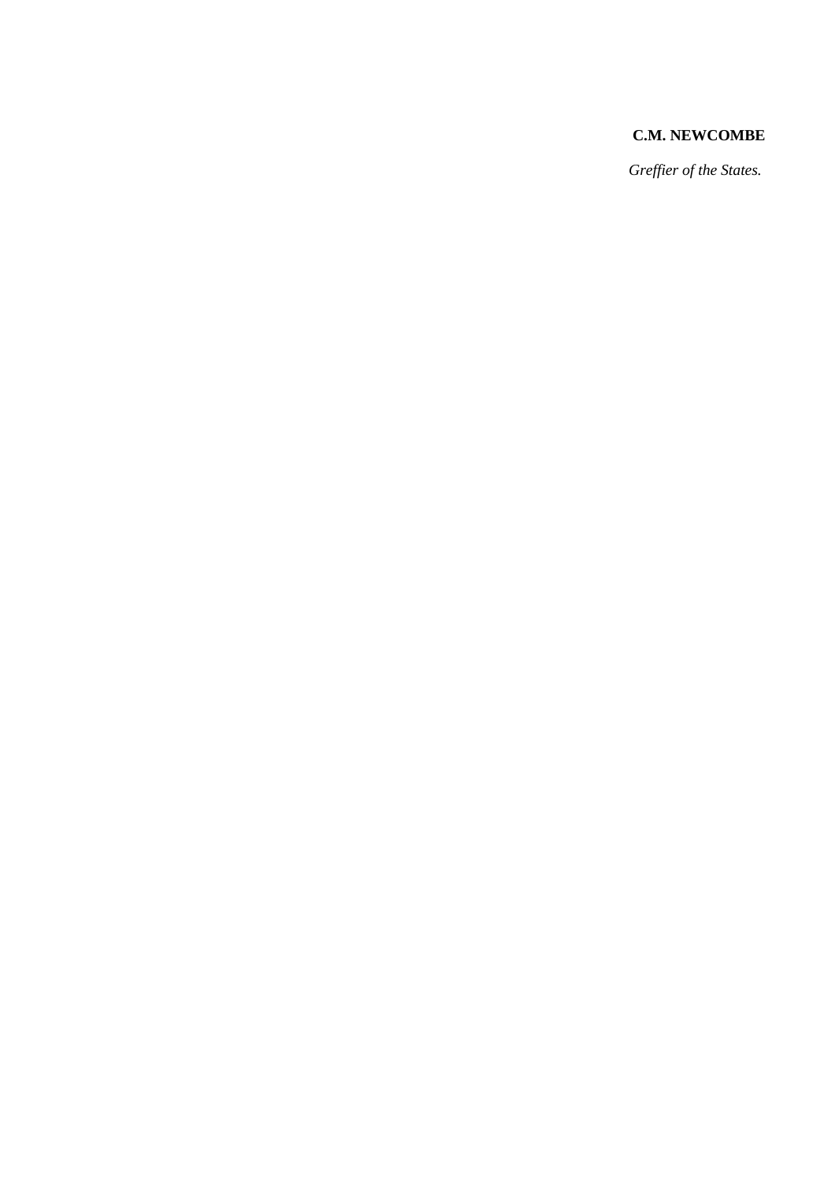**C.M. NEWCOMBE**

*Greffier of the States.*